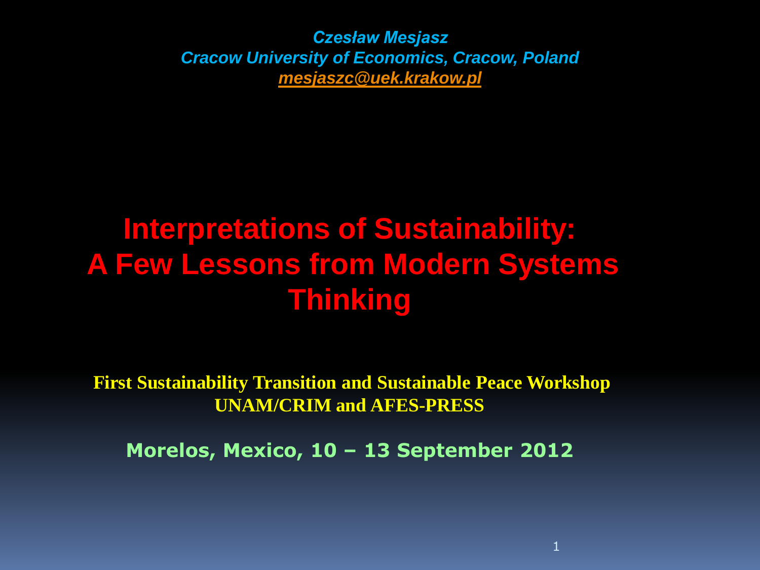*Czesław Mesjasz*
*Cracow University of Economics, Cracow, Poland*
*mesjaszc@uek.krakow.pl*

# Interpretations of Sustainability: A Few Lessons from Modern Systems Thinking

**First Sustainability Transition and Sustainable Peace Workshop**
**UNAM/CRIM and AFES-PRESS**

**Morelos, Mexico, 10 – 13 September 2012**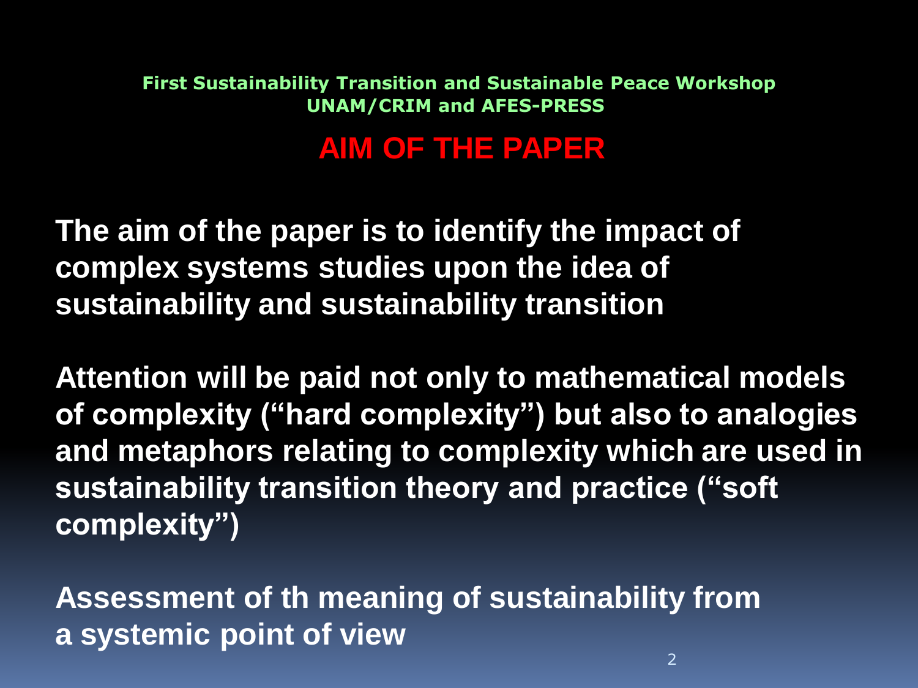**First Sustainability Transition and Sustainable Peace Workshop**
**UNAM/CRIM and AFES-PRESS**

## AIM OF THE PAPER

**The aim of the paper is to identify the impact of complex systems studies upon the idea of sustainability and sustainability transition**

**Attention will be paid not only to mathematical models of complexity ("hard complexity") but also to analogies and metaphors relating to complexity which are used in sustainability transition theory and practice ("soft complexity")**

**Assessment of th meaning of sustainability from a systemic point of view**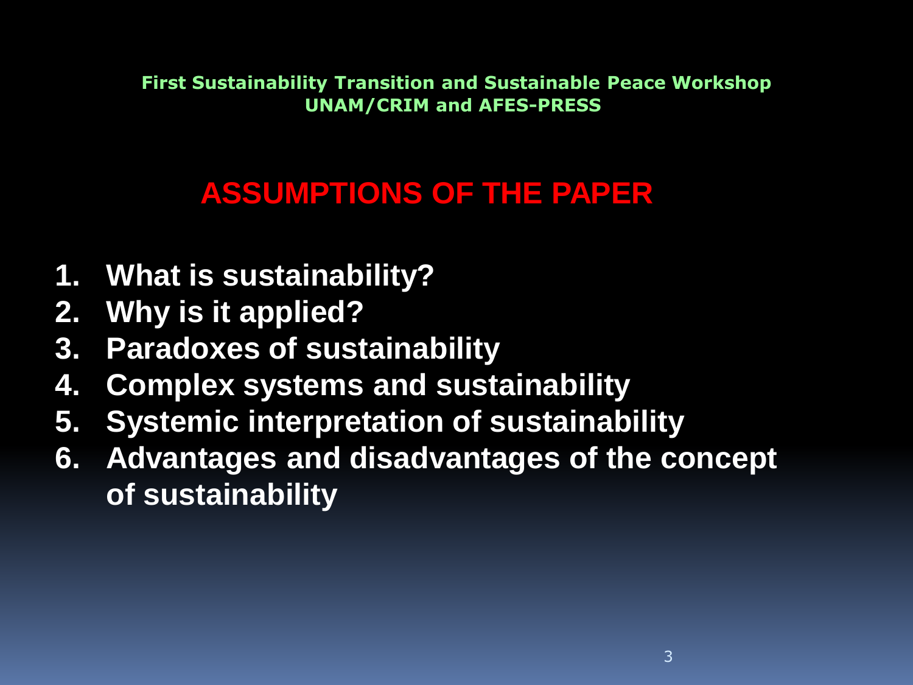First Sustainability Transition and Sustainable Peace Workshop
UNAM/CRIM and AFES-PRESS

# ASSUMPTIONS OF THE PAPER

1. What is sustainability?
2. Why is it applied?
3. Paradoxes of sustainability
4. Complex systems and sustainability
5. Systemic interpretation of sustainability
6. Advantages and disadvantages of the concept of sustainability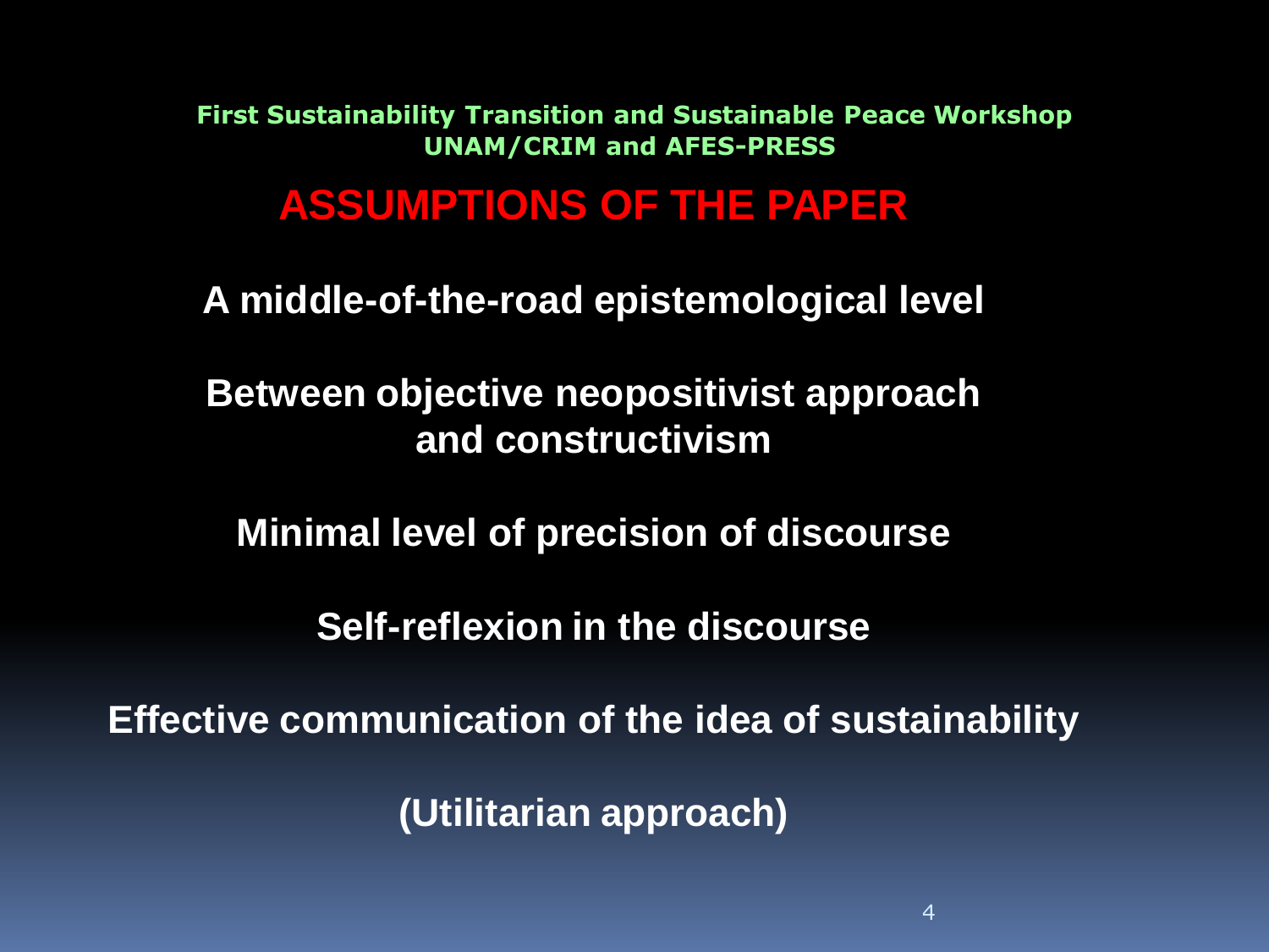First Sustainability Transition and Sustainable Peace Workshop
UNAM/CRIM and AFES-PRESS

# ASSUMPTIONS OF THE PAPER

**A middle-of-the-road epistemological level**

**Between objective neopositivist approach and constructivism**

**Minimal level of precision of discourse**

**Self-reflexion in the discourse**

**Effective communication of the idea of sustainability**

**(Utilitarian approach)**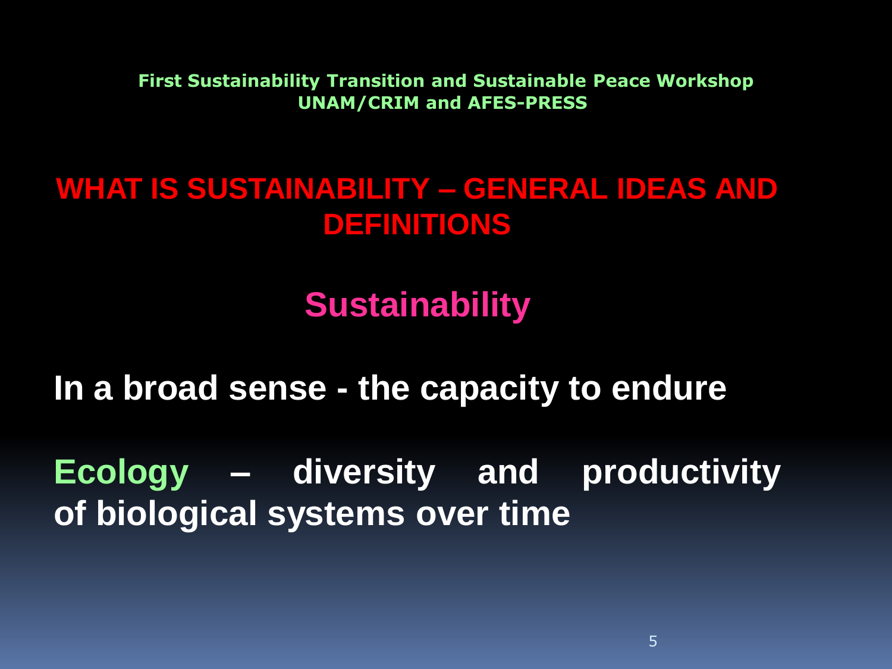**First Sustainability Transition and Sustainable Peace Workshop**
**UNAM/CRIM and AFES-PRESS**

# WHAT IS SUSTAINABILITY – GENERAL IDEAS AND DEFINITIONS

## Sustainability

**In a broad sense - the capacity to endure**

**Ecology – diversity and productivity of biological systems over time**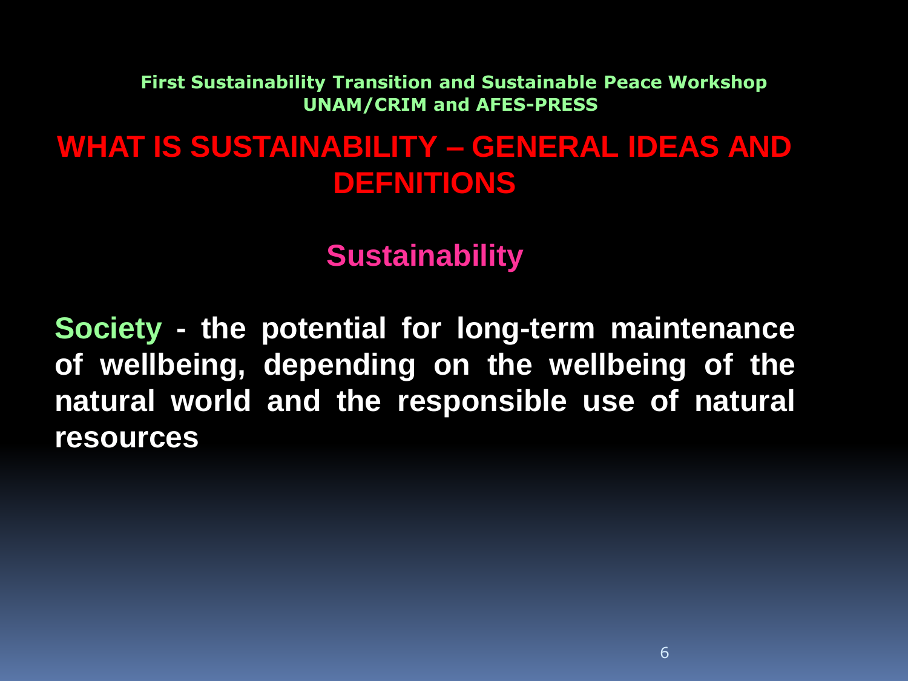First Sustainability Transition and Sustainable Peace Workshop
UNAM/CRIM and AFES-PRESS

# WHAT IS SUSTAINABILITY – GENERAL IDEAS AND DEFNITIONS

## Sustainability

**Society - the potential for long-term maintenance of wellbeing, depending on the wellbeing of the natural world and the responsible use of natural resources**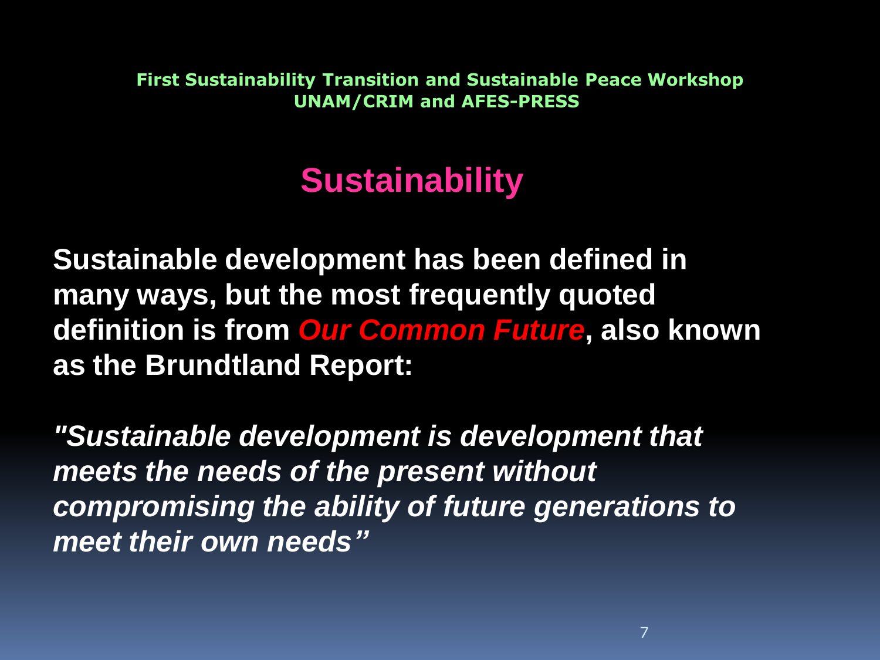**First Sustainability Transition and Sustainable Peace Workshop**
**UNAM/CRIM and AFES-PRESS**

# Sustainability

**Sustainable development has been defined in many ways, but the most frequently quoted definition is from *Our Common Future*, also known as the Brundtland Report:**

***"Sustainable development is development that meets the needs of the present without compromising the ability of future generations to meet their own needs"***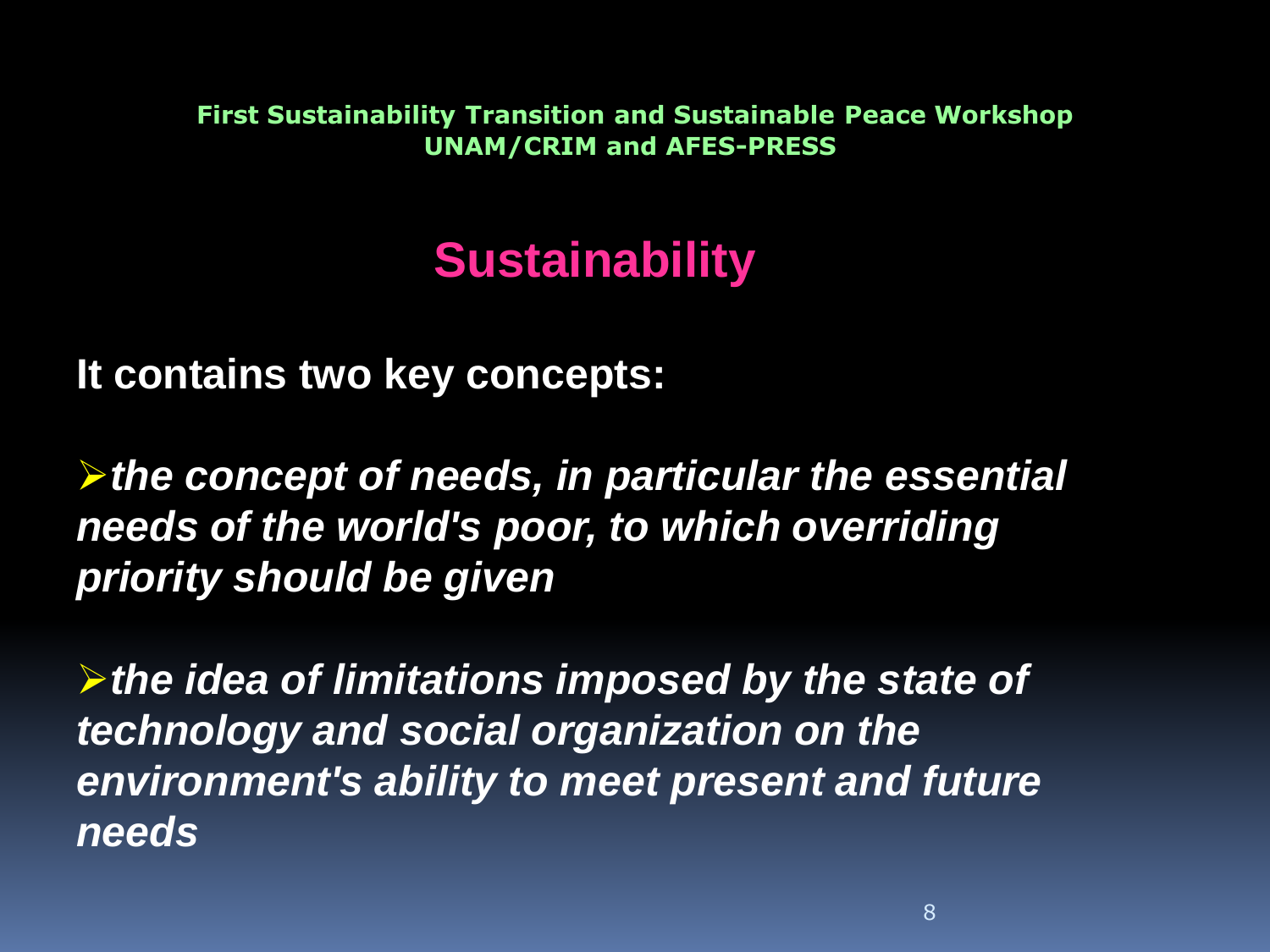# Sustainability

**It contains two key concepts:**

- ***the concept of needs, in particular the essential needs of the world's poor, to which overriding priority should be given***

- ***the idea of limitations imposed by the state of technology and social organization on the environment's ability to meet present and future needs***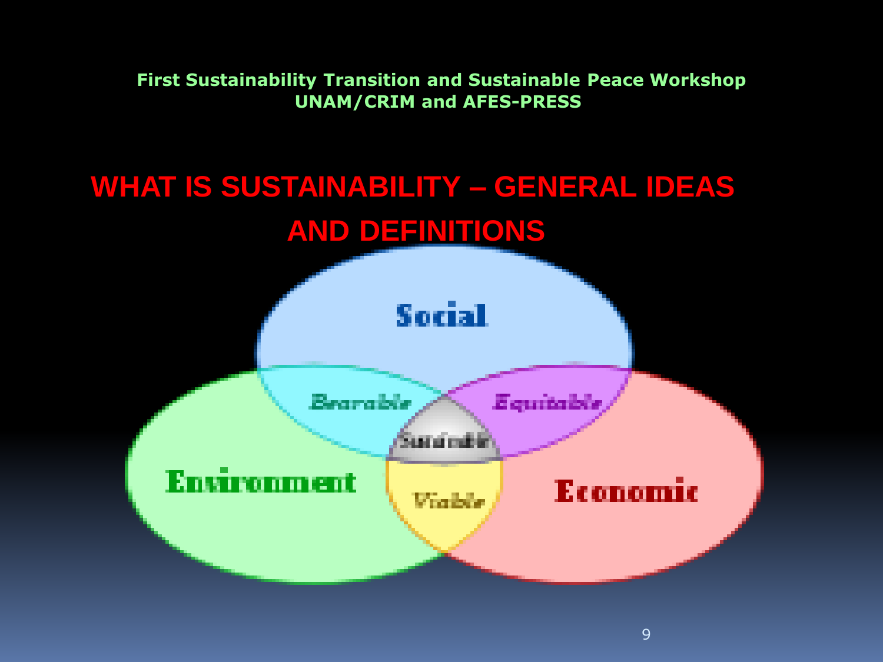First Sustainability Transition and Sustainable Peace Workshop
UNAM/CRIM and AFES-PRESS

# WHAT IS SUSTAINABILITY – GENERAL IDEAS AND DEFINITIONS

Social

Bearable

Equitable

Sustainable

Environment

Viable

Economic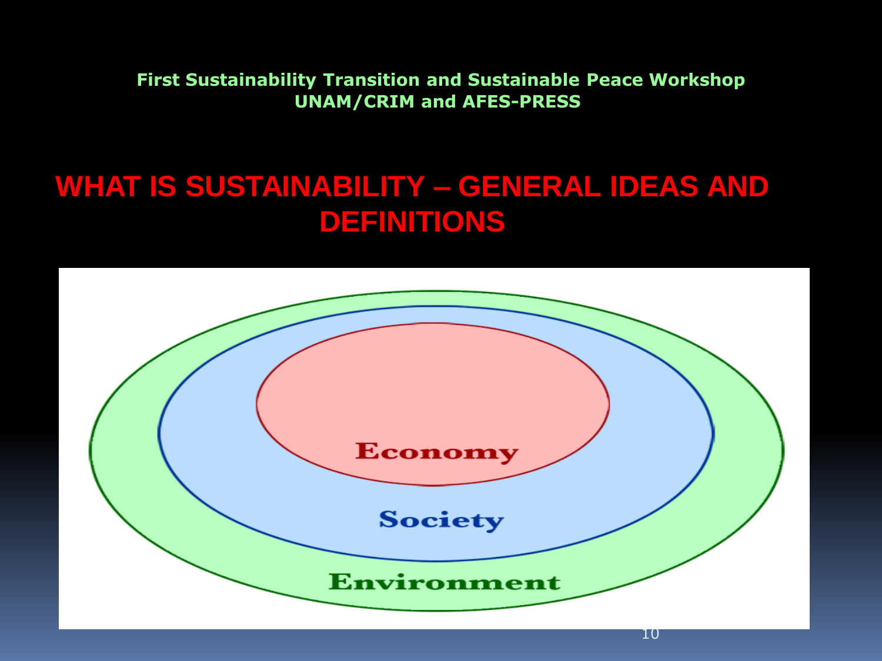First Sustainability Transition and Sustainable Peace Workshop
UNAM/CRIM and AFES-PRESS

# WHAT IS SUSTAINABILITY – GENERAL IDEAS AND DEFINITIONS

Economy

Society

Environment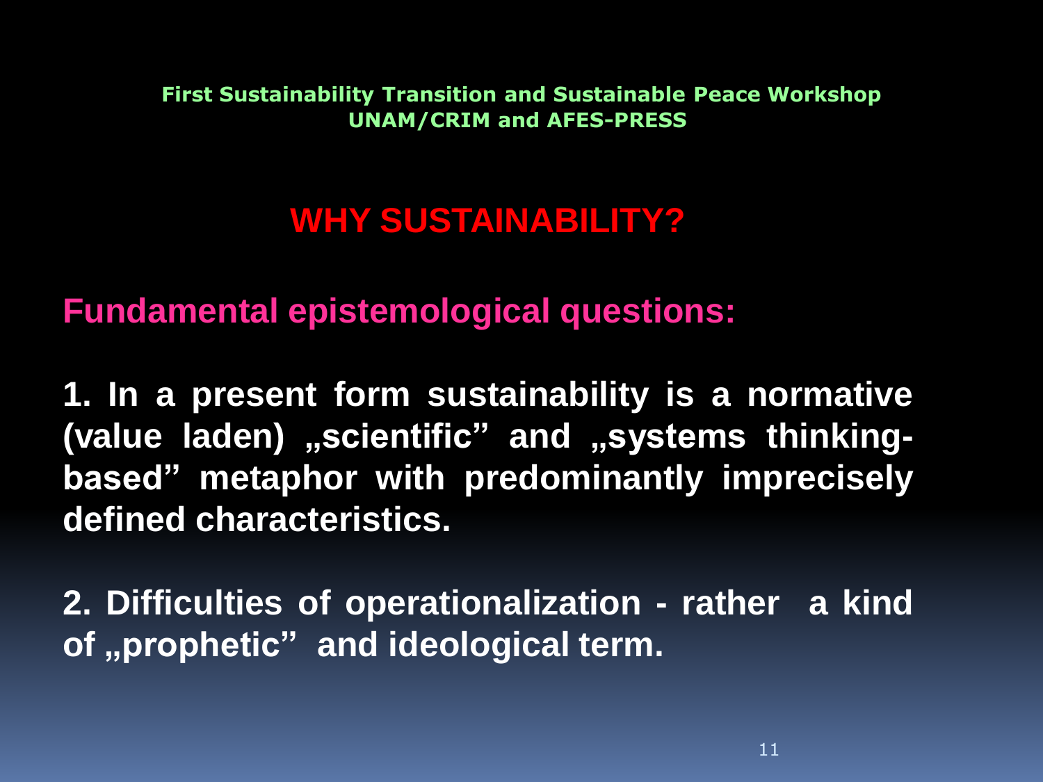**First Sustainability Transition and Sustainable Peace Workshop**
**UNAM/CRIM and AFES-PRESS**

# WHY SUSTAINABILITY?

## Fundamental epistemological questions:

**1. In a present form sustainability is a normative (value laden) „scientific" and „systems thinking-based" metaphor with predominantly imprecisely defined characteristics.**

**2. Difficulties of operationalization - rather a kind of „prophetic" and ideological term.**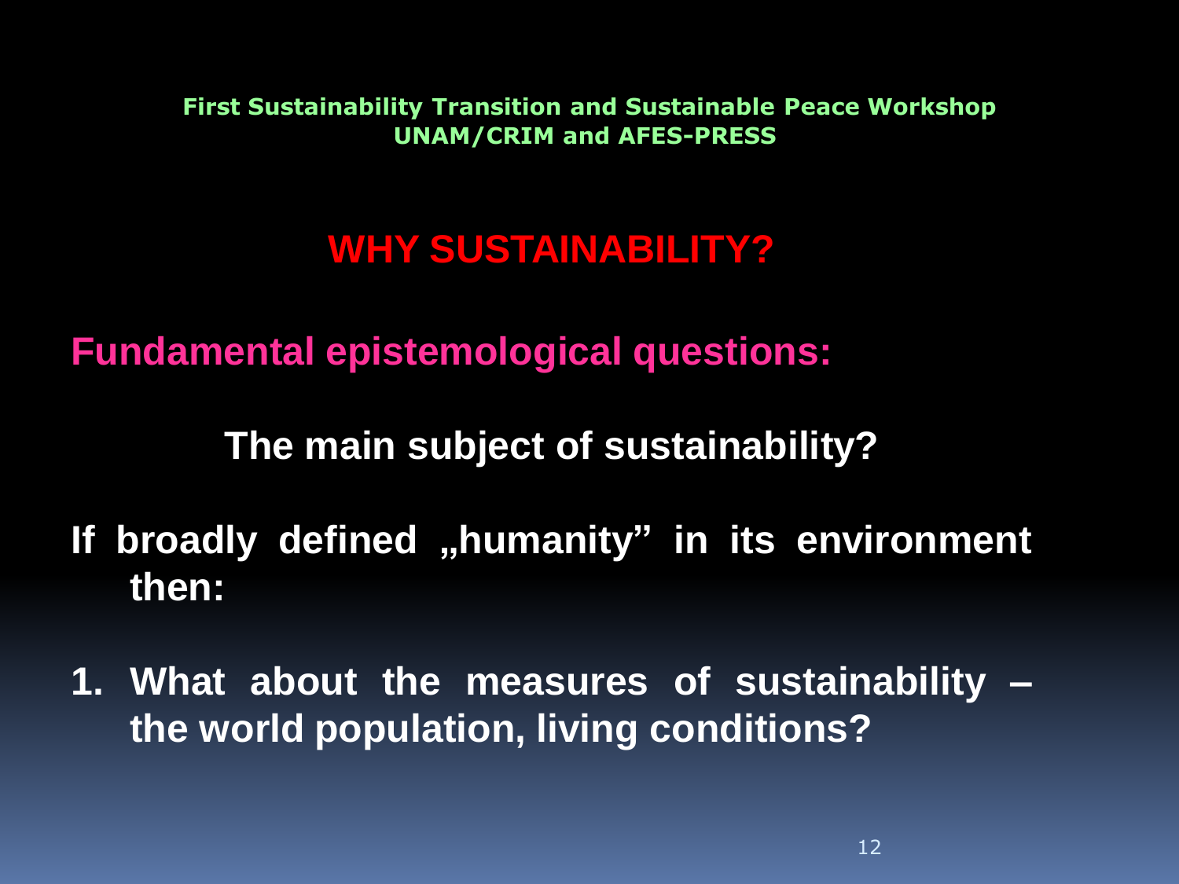**First Sustainability Transition and Sustainable Peace Workshop**
**UNAM/CRIM and AFES-PRESS**

## WHY SUSTAINABILITY?

**Fundamental epistemological questions:**

**The main subject of sustainability?**

**If broadly defined „humanity" in its environment then:**

1. **What about the measures of sustainability – the world population, living conditions?**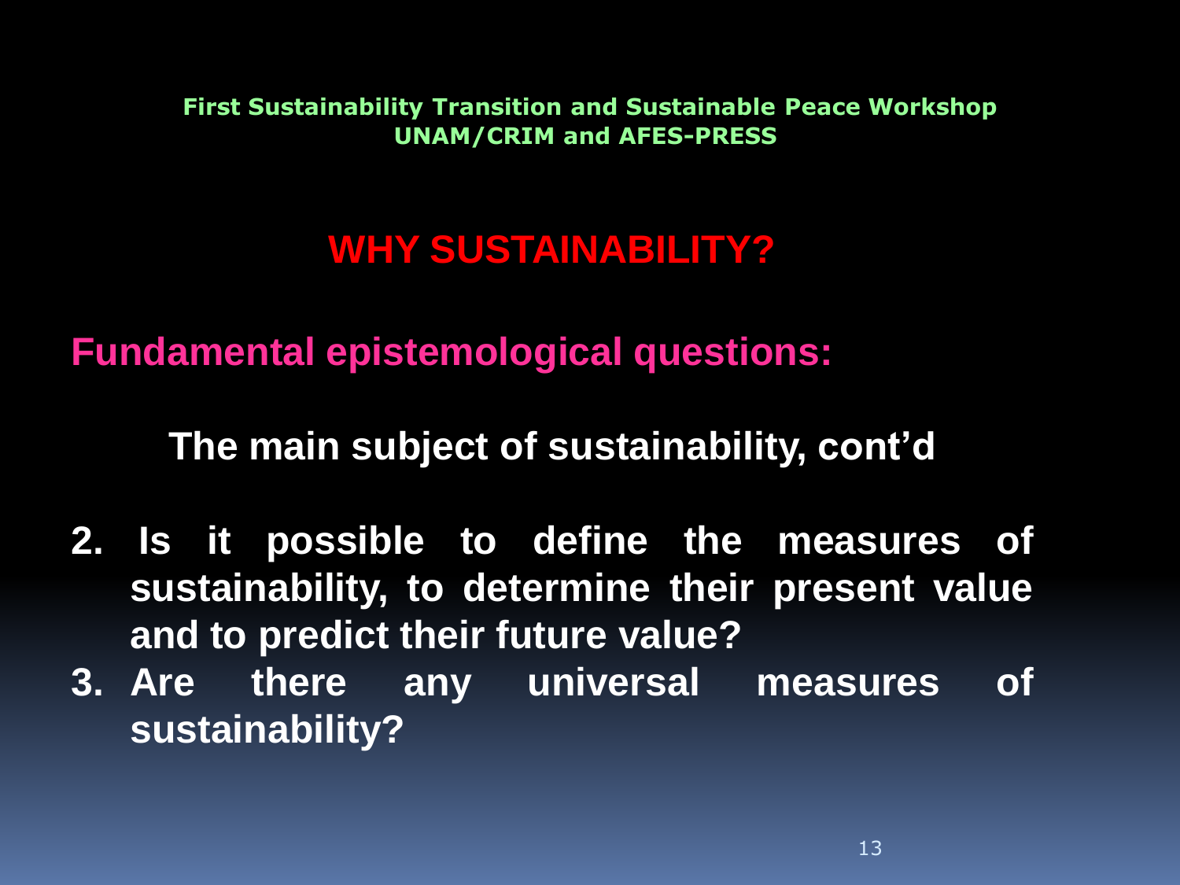**First Sustainability Transition and Sustainable Peace Workshop**
**UNAM/CRIM and AFES-PRESS**

# WHY SUSTAINABILITY?

## Fundamental epistemological questions:

### The main subject of sustainability, cont'd

2. **Is it possible to define the measures of sustainability, to determine their present value and to predict their future value?**
3. **Are there any universal measures of sustainability?**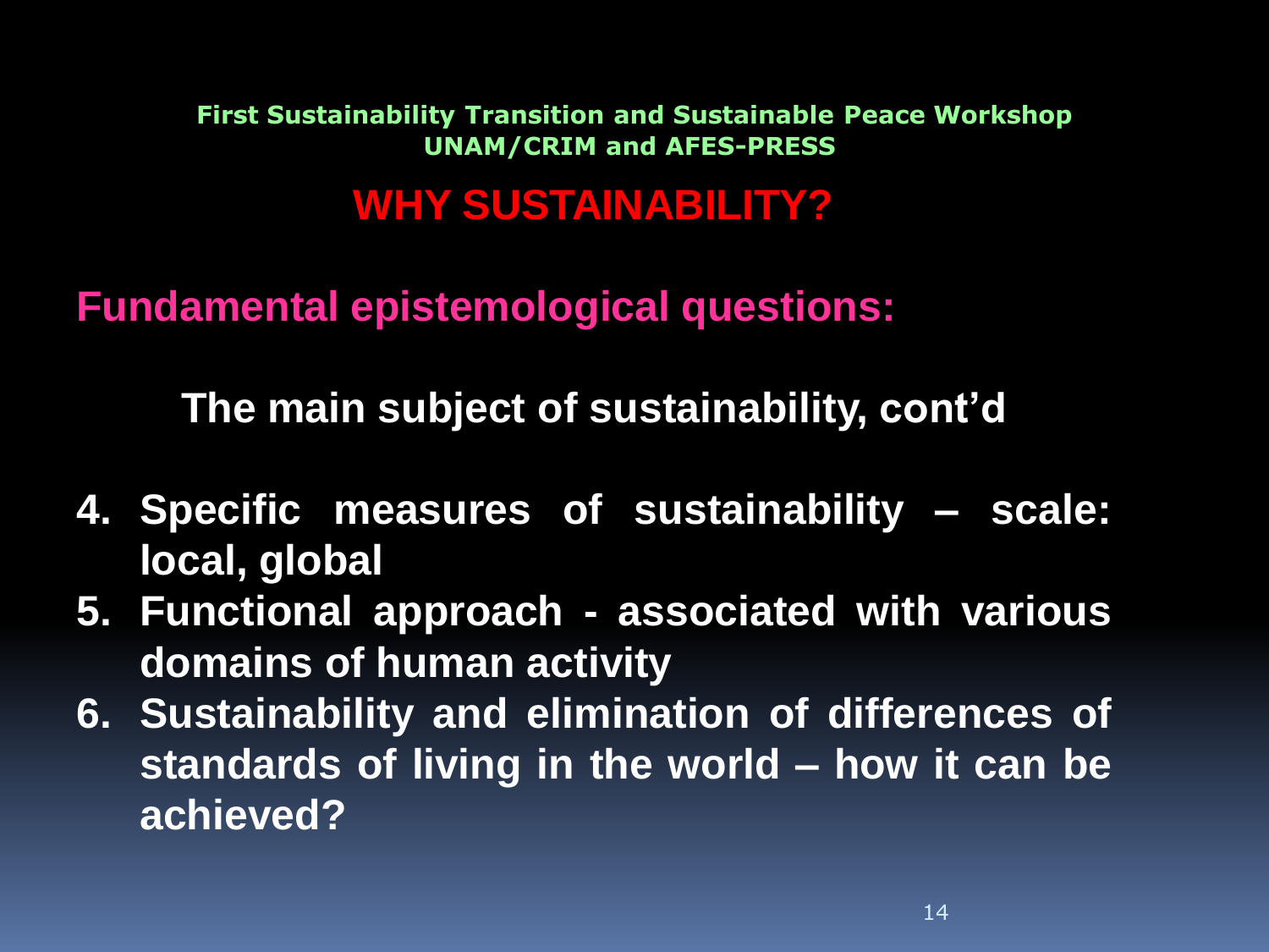First Sustainability Transition and Sustainable Peace Workshop
UNAM/CRIM and AFES-PRESS

# WHY SUSTAINABILITY?

## Fundamental epistemological questions:

### The main subject of sustainability, cont'd

4. **Specific measures of sustainability – scale: local, global**
5. **Functional approach - associated with various domains of human activity**
6. **Sustainability and elimination of differences of standards of living in the world – how it can be achieved?**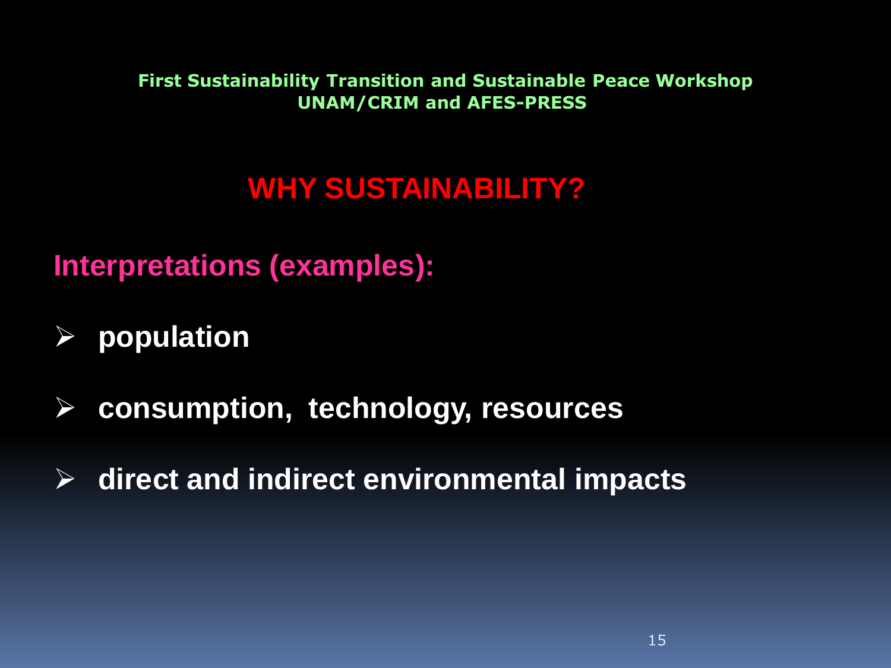First Sustainability Transition and Sustainable Peace Workshop
UNAM/CRIM and AFES-PRESS

# WHY SUSTAINABILITY?

## Interpretations (examples):

- **population**
- **consumption, technology, resources**
- **direct and indirect environmental impacts**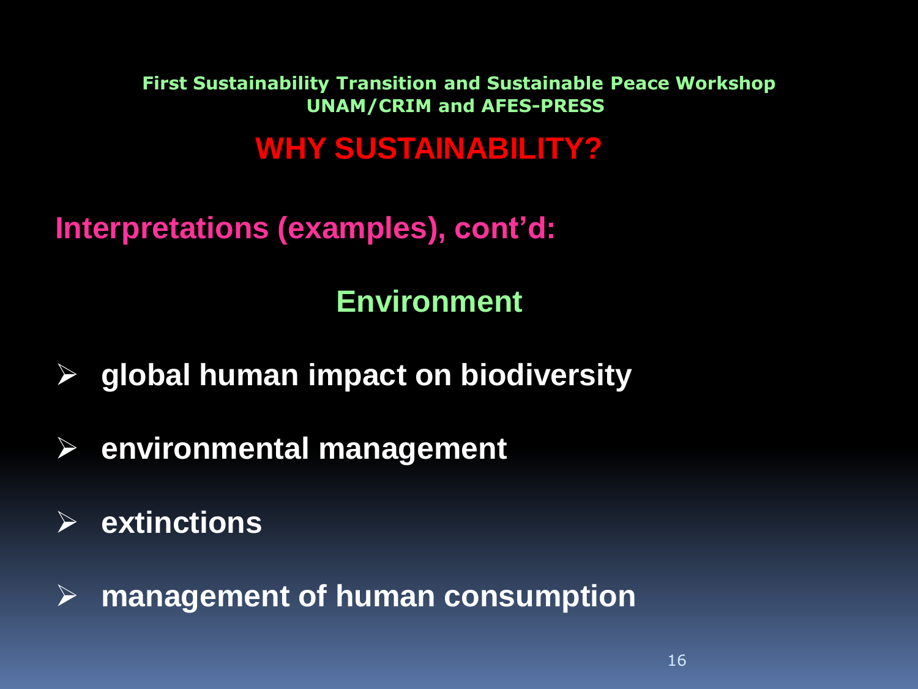First Sustainability Transition and Sustainable Peace Workshop
UNAM/CRIM and AFES-PRESS

# WHY SUSTAINABILITY?

## Interpretations (examples), cont'd:

### Environment

- **global human impact on biodiversity**
- **environmental management**
- **extinctions**
- **management of human consumption**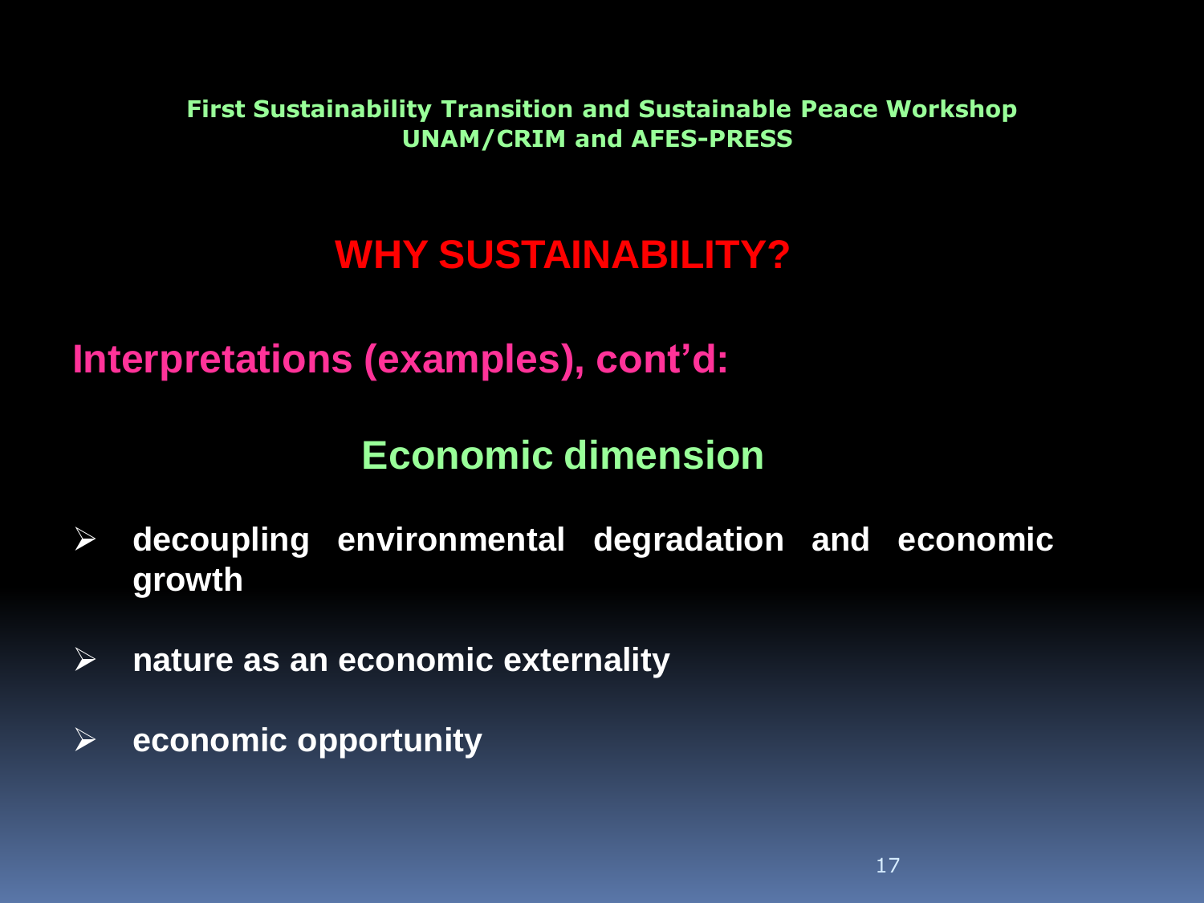First Sustainability Transition and Sustainable Peace Workshop
UNAM/CRIM and AFES-PRESS

# WHY SUSTAINABILITY?

## Interpretations (examples), cont'd:

### Economic dimension

- **decoupling environmental degradation and economic growth**
- **nature as an economic externality**
- **economic opportunity**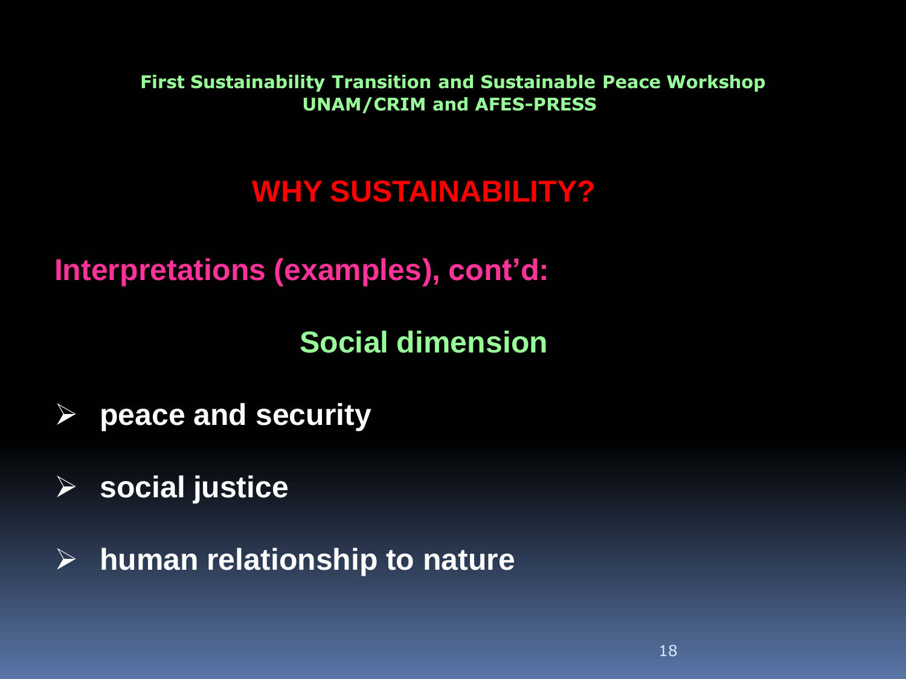First Sustainability Transition and Sustainable Peace Workshop
UNAM/CRIM and AFES-PRESS

# WHY SUSTAINABILITY?

## Interpretations (examples), cont'd:

### Social dimension

- **peace and security**
- **social justice**
- **human relationship to nature**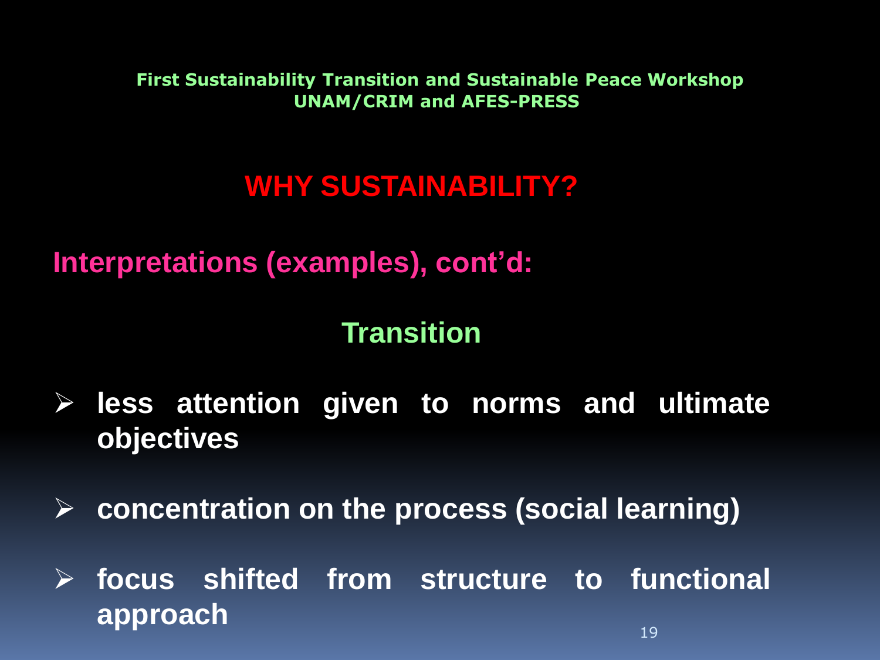First Sustainability Transition and Sustainable Peace Workshop
UNAM/CRIM and AFES-PRESS

# WHY SUSTAINABILITY?

## Interpretations (examples), cont'd:

### Transition

- **less attention given to norms and ultimate objectives**
- **concentration on the process (social learning)**
- **focus shifted from structure to functional approach**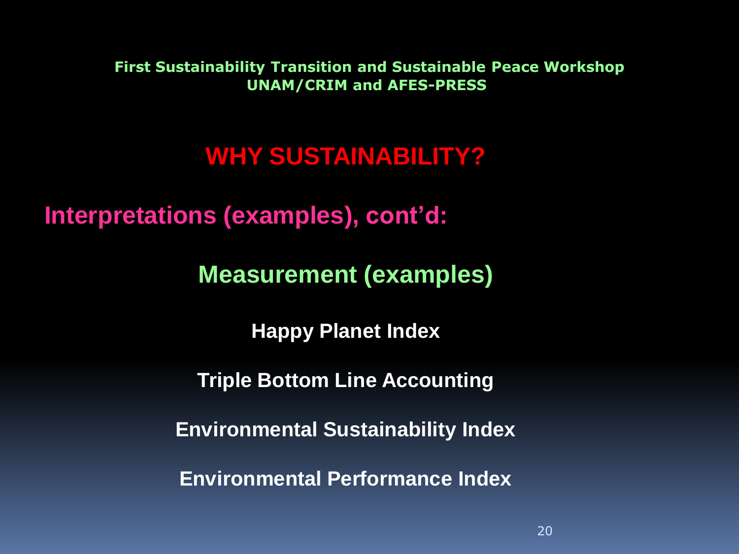**First Sustainability Transition and Sustainable Peace Workshop**
**UNAM/CRIM and AFES-PRESS**

# WHY SUSTAINABILITY?

## Interpretations (examples), cont'd:

### Measurement (examples)

**Happy Planet Index**

**Triple Bottom Line Accounting**

**Environmental Sustainability Index**

**Environmental Performance Index**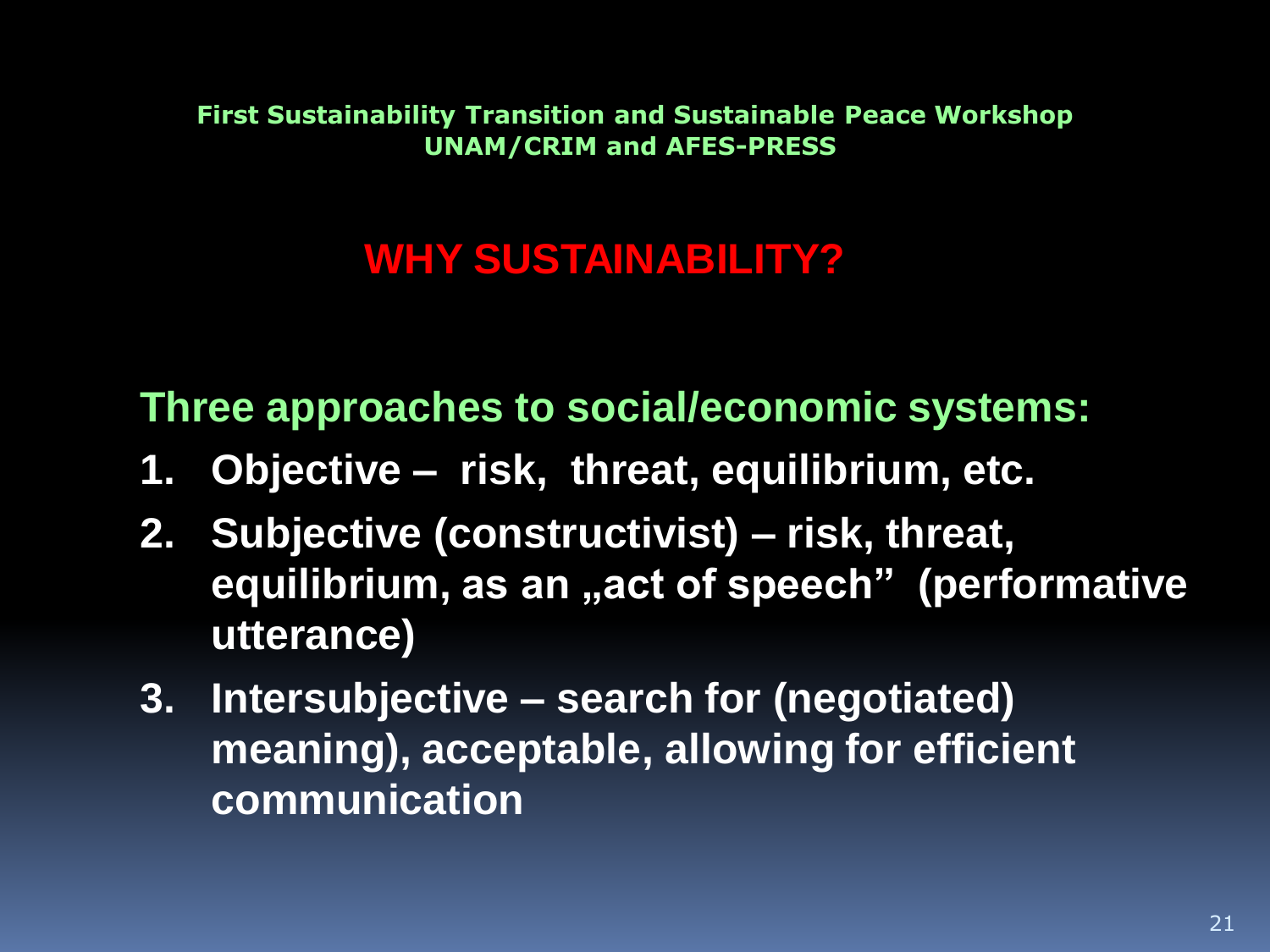First Sustainability Transition and Sustainable Peace Workshop
UNAM/CRIM and AFES-PRESS

# WHY SUSTAINABILITY?

**Three approaches to social/economic systems:**

1. **Objective – risk, threat, equilibrium, etc.**
2. **Subjective (constructivist) – risk, threat, equilibrium, as an „act of speech" (performative utterance)**
3. **Intersubjective – search for (negotiated) meaning), acceptable, allowing for efficient communication**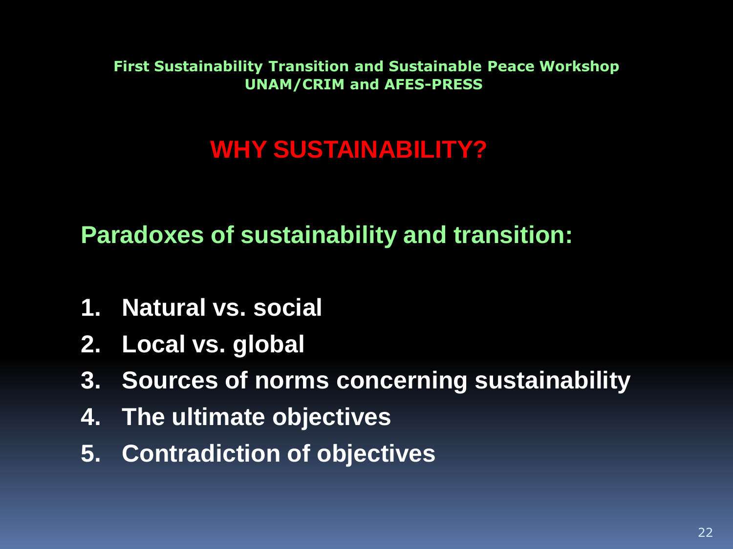First Sustainability Transition and Sustainable Peace Workshop
UNAM/CRIM and AFES-PRESS

# WHY SUSTAINABILITY?

## Paradoxes of sustainability and transition:

1. **Natural vs. social**
2. **Local vs. global**
3. **Sources of norms concerning sustainability**
4. **The ultimate objectives**
5. **Contradiction of objectives**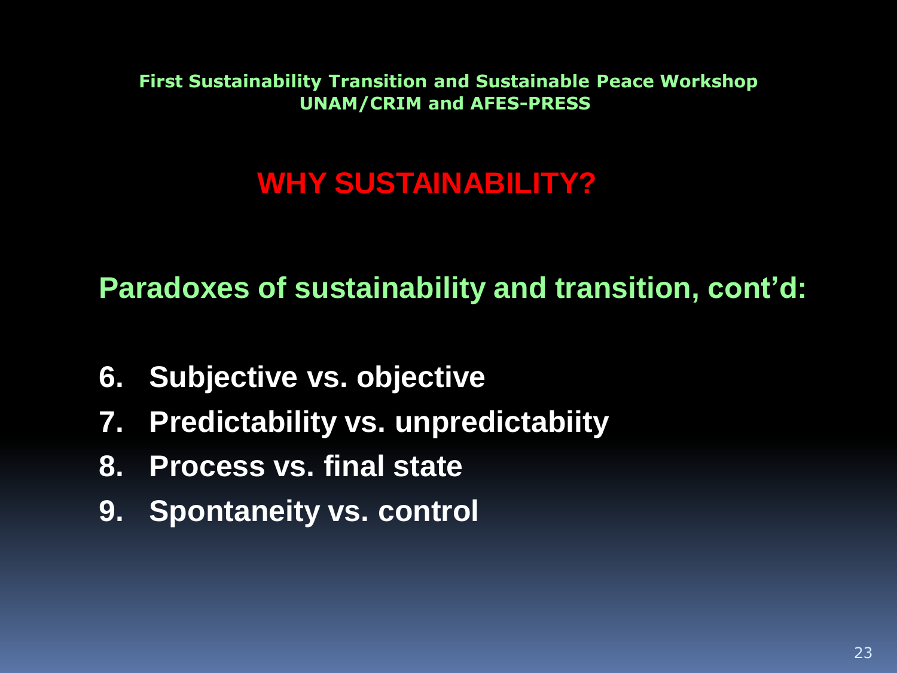**First Sustainability Transition and Sustainable Peace Workshop**
**UNAM/CRIM and AFES-PRESS**

# WHY SUSTAINABILITY?

## Paradoxes of sustainability and transition, cont'd:

6. **Subjective vs. objective**
7. **Predictability vs. unpredictabiity**
8. **Process vs. final state**
9. **Spontaneity vs. control**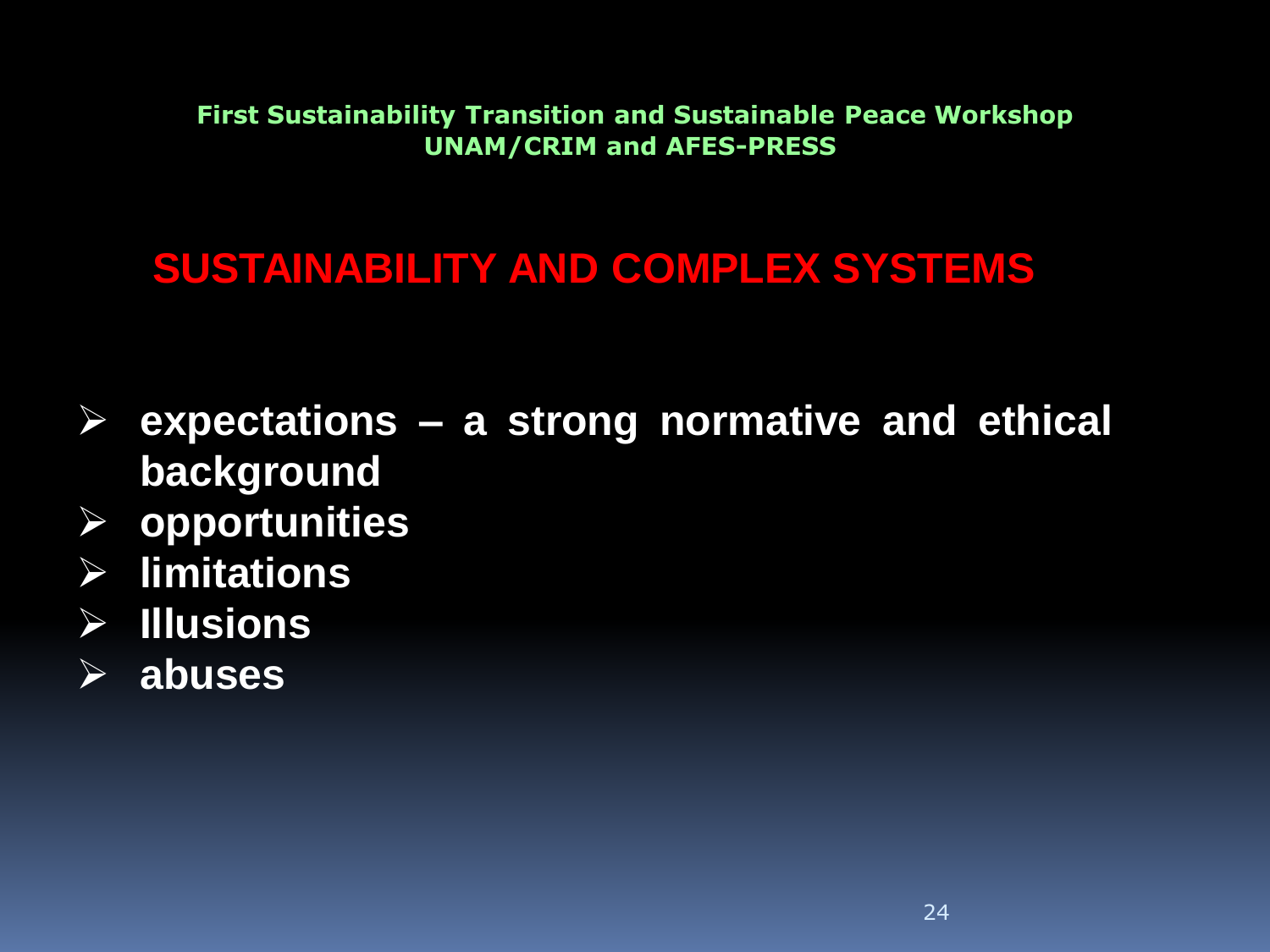**First Sustainability Transition and Sustainable Peace Workshop**
**UNAM/CRIM and AFES-PRESS**

## SUSTAINABILITY AND COMPLEX SYSTEMS

- **expectations – a strong normative and ethical background**
- **opportunities**
- **limitations**
- **Illusions**
- **abuses**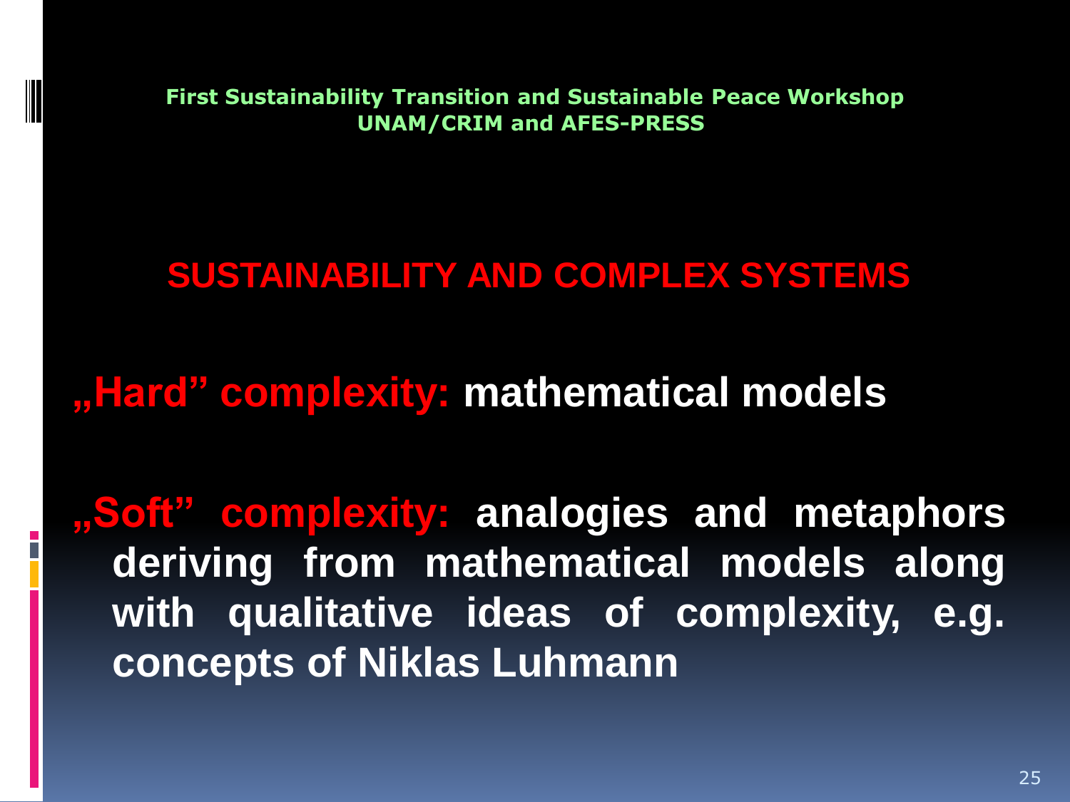First Sustainability Transition and Sustainable Peace Workshop
UNAM/CRIM and AFES-PRESS

## SUSTAINABILITY AND COMPLEX SYSTEMS

**„Hard" complexity: mathematical models**

**„Soft" complexity: analogies and metaphors deriving from mathematical models along with qualitative ideas of complexity, e.g. concepts of Niklas Luhmann**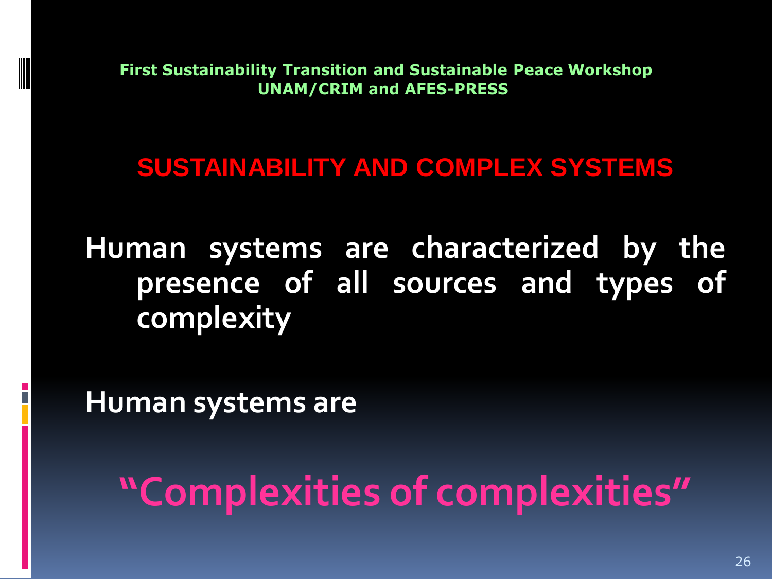**First Sustainability Transition and Sustainable Peace Workshop**
**UNAM/CRIM and AFES-PRESS**

## SUSTAINABILITY AND COMPLEX SYSTEMS

**Human systems are characterized by the presence of all sources and types of complexity**

**Human systems are**

# "Complexities of complexities"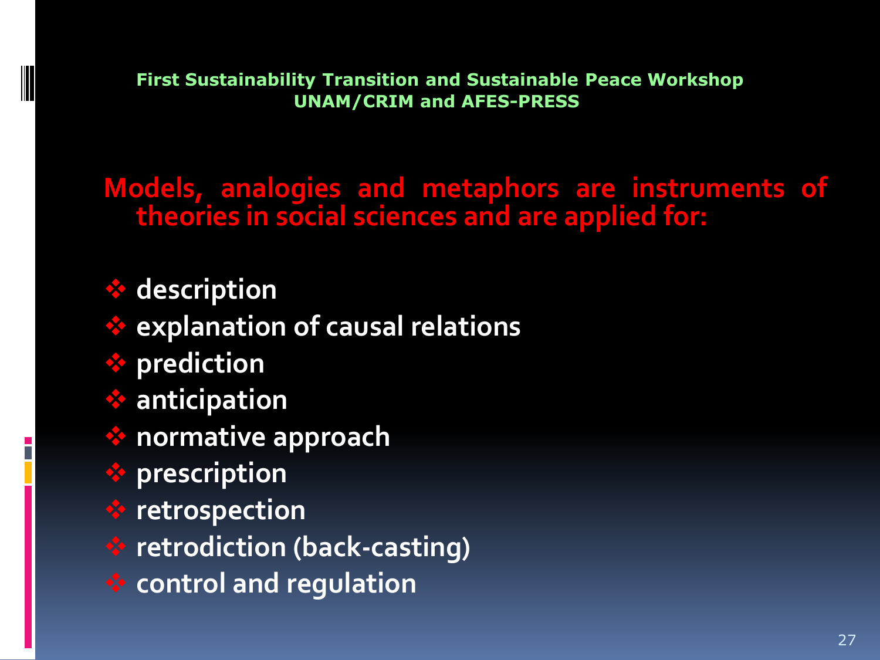**First Sustainability Transition and Sustainable Peace Workshop**
**UNAM/CRIM and AFES-PRESS**

## Models, analogies and metaphors are instruments of theories in social sciences and are applied for:

- description
- explanation of causal relations
- prediction
- anticipation
- normative approach
- prescription
- retrospection
- retrodiction (back-casting)
- control and regulation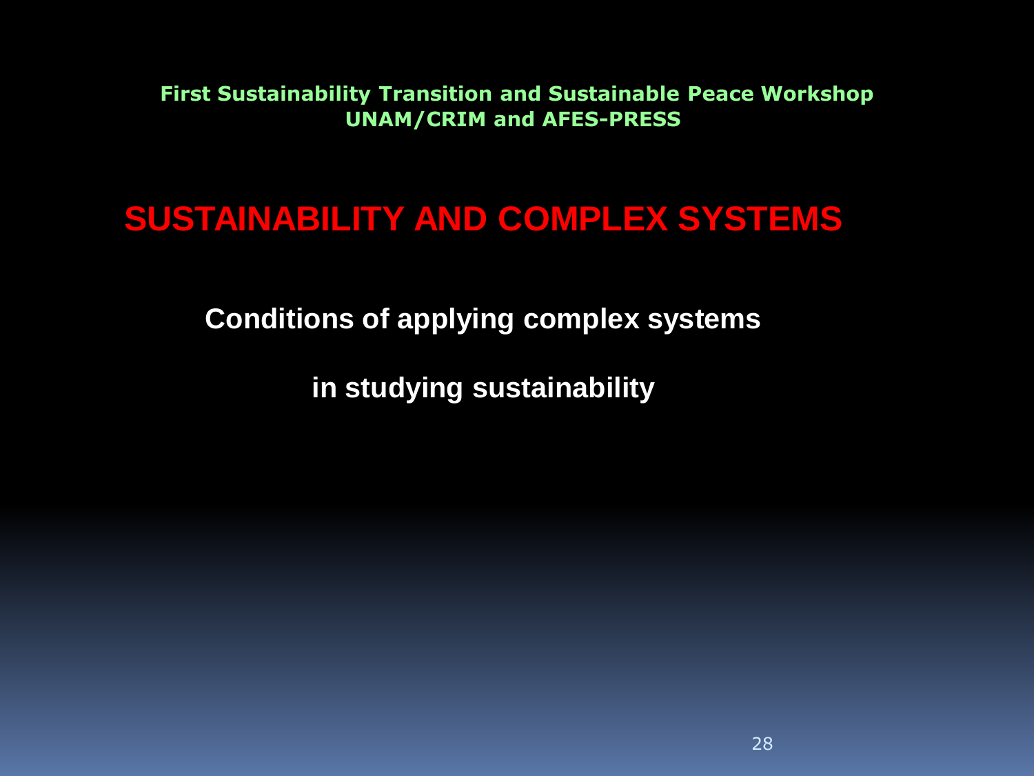**First Sustainability Transition and Sustainable Peace Workshop**
**UNAM/CRIM and AFES-PRESS**

# SUSTAINABILITY AND COMPLEX SYSTEMS

**Conditions of applying complex systems**

**in studying sustainability**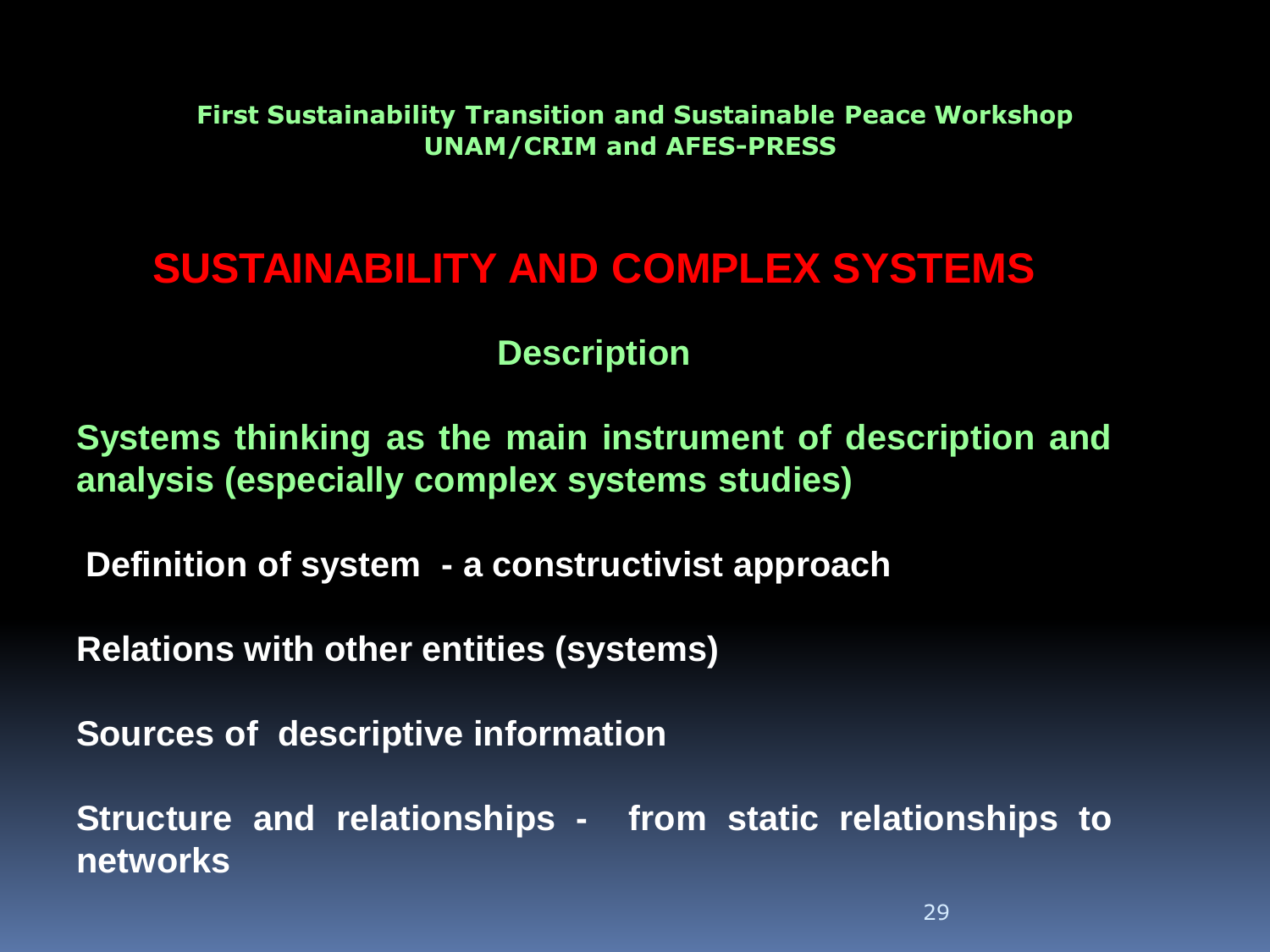**First Sustainability Transition and Sustainable Peace Workshop**
**UNAM/CRIM and AFES-PRESS**

# SUSTAINABILITY AND COMPLEX SYSTEMS

## Description

**Systems thinking as the main instrument of description and analysis (especially complex systems studies)**

**Definition of system - a constructivist approach**

**Relations with other entities (systems)**

**Sources of descriptive information**

**Structure and relationships - from static relationships to networks**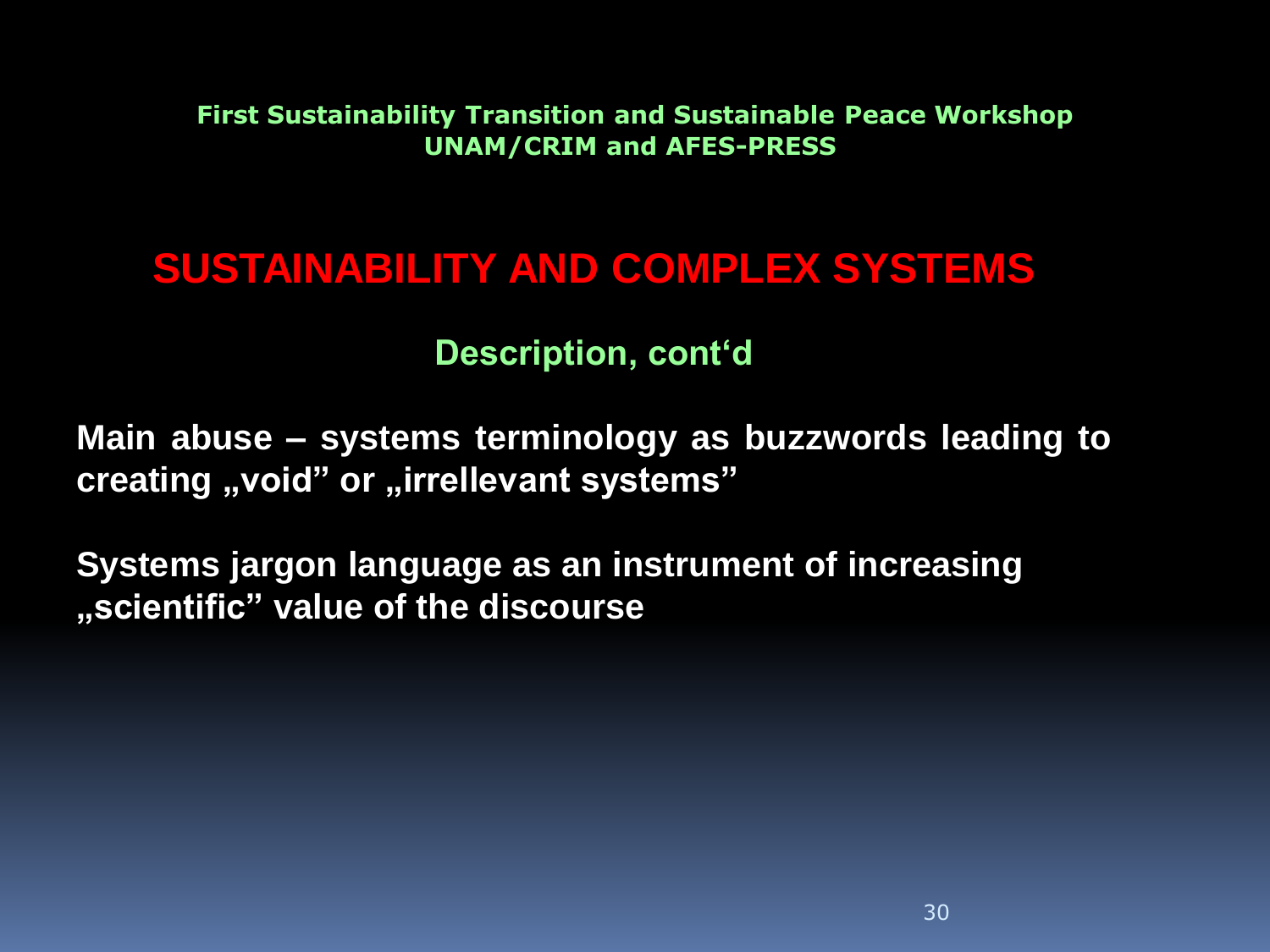First Sustainability Transition and Sustainable Peace Workshop
UNAM/CRIM and AFES-PRESS

# SUSTAINABILITY AND COMPLEX SYSTEMS

## Description, cont‘d

**Main abuse – systems terminology as buzzwords leading to creating „void” or „irrellevant systems”**

**Systems jargon language as an instrument of increasing „scientific” value of the discourse**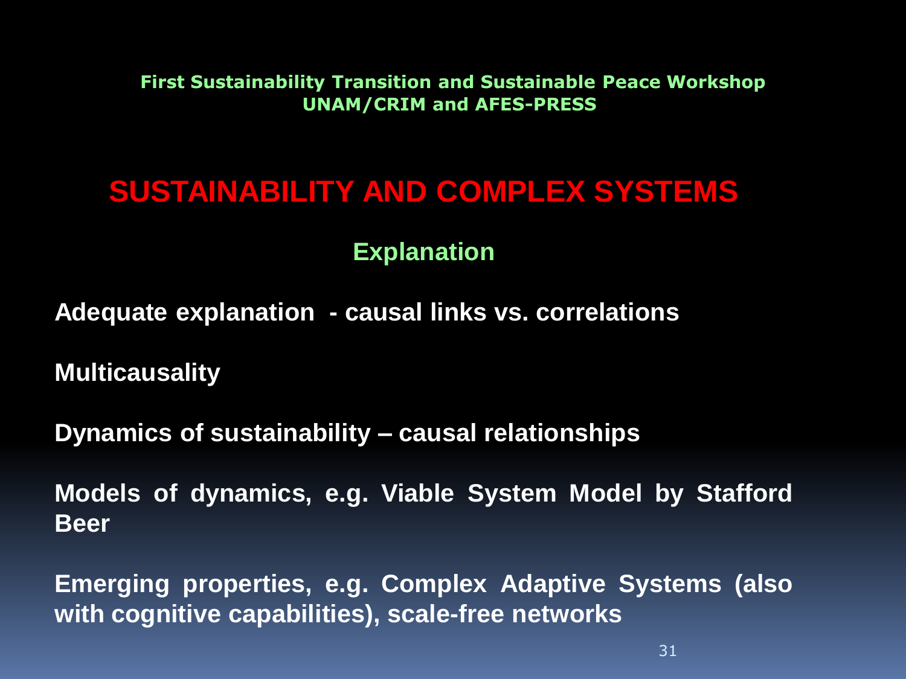First Sustainability Transition and Sustainable Peace Workshop
UNAM/CRIM and AFES-PRESS

# SUSTAINABILITY AND COMPLEX SYSTEMS

## Explanation

**Adequate explanation - causal links vs. correlations**

**Multicausality**

**Dynamics of sustainability – causal relationships**

**Models of dynamics, e.g. Viable System Model by Stafford Beer**

**Emerging properties, e.g. Complex Adaptive Systems (also with cognitive capabilities), scale-free networks**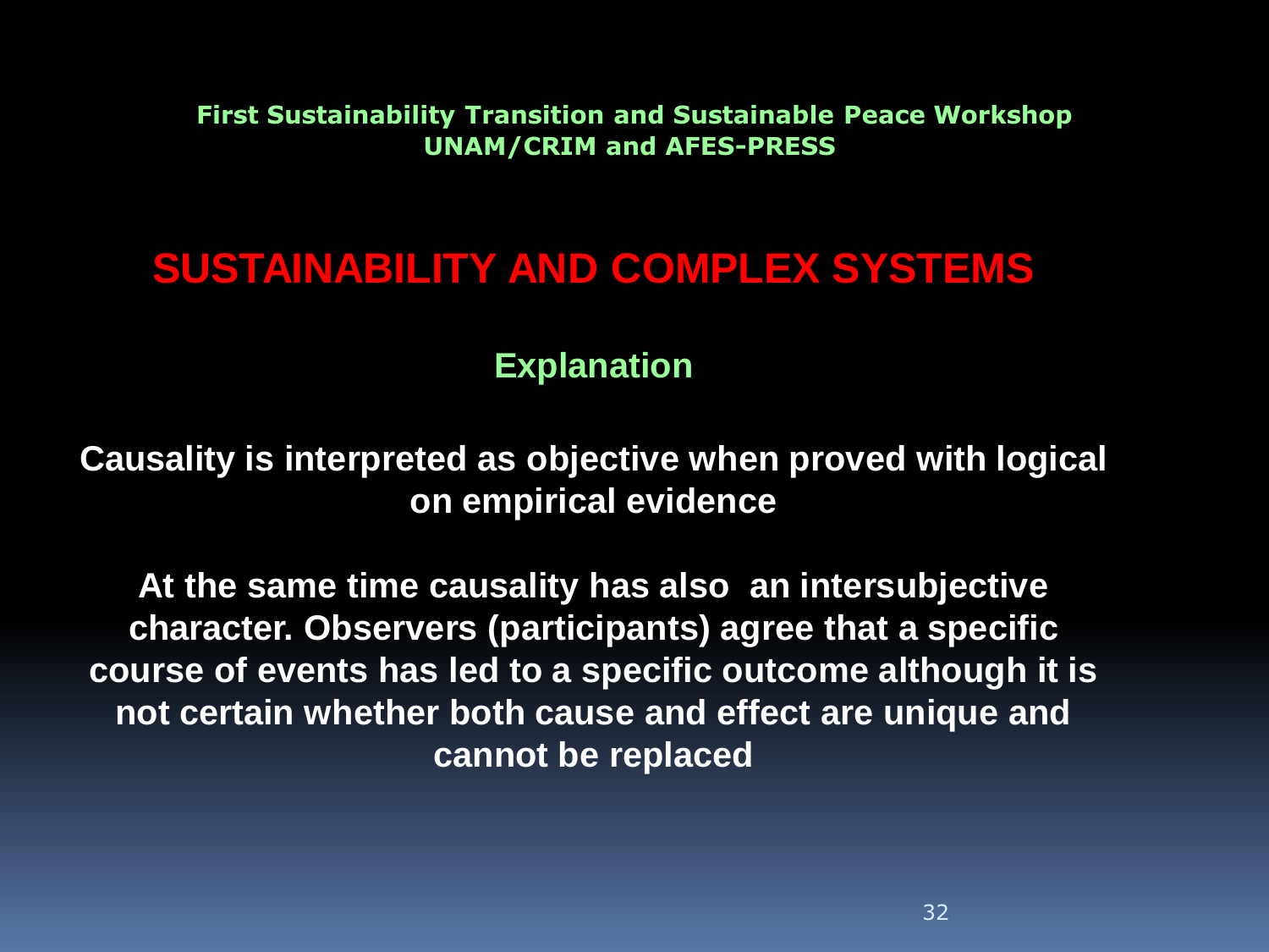**First Sustainability Transition and Sustainable Peace Workshop**
**UNAM/CRIM and AFES-PRESS**

# SUSTAINABILITY AND COMPLEX SYSTEMS

## Explanation

**Causality is interpreted as objective when proved with logical on empirical evidence**

**At the same time causality has also an intersubjective character. Observers (participants) agree that a specific course of events has led to a specific outcome although it is not certain whether both cause and effect are unique and cannot be replaced**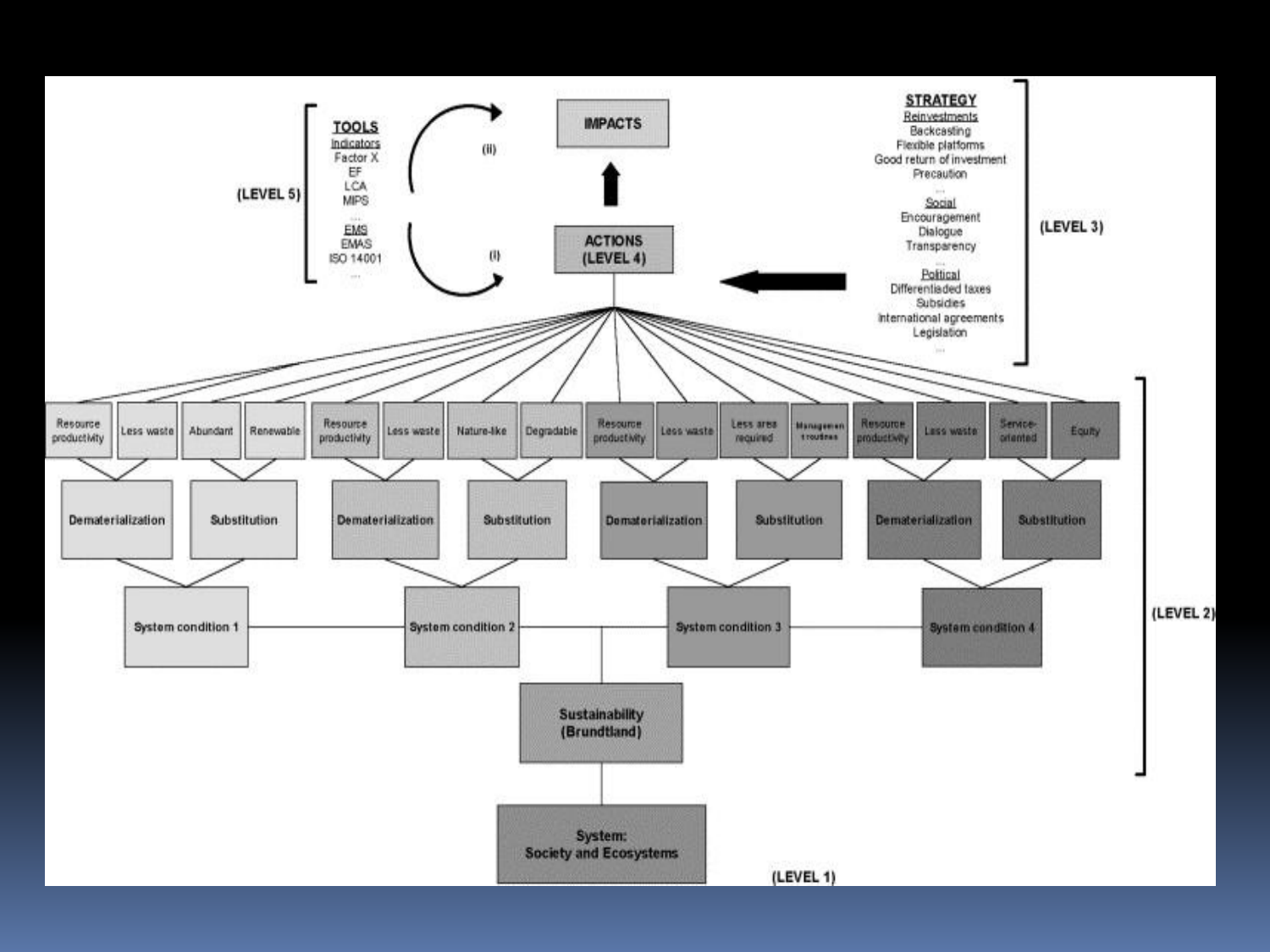**TOOLS**
Indicators
Factor X
EF
LCA
MIPS
...
EMS
EMAS
ISO 14001
...

(LEVEL 5)

(ii)

(i)

**IMPACTS**

**ACTIONS (LEVEL 4)**

**STRATEGY**
Reinvestments
Backcasting
Flexible platforms
Good return of investment
Precaution
...
Social
Encouragement
Dialogue
Transparency
...
Political
Differentiaded taxes
Subsidies
International agreements
Legislation
...

(LEVEL 3)

Resource productivity | Less waste | Abundant | Renewable | Resource productivity | Less waste | Nature-like | Degradable | Resource productivity | Less waste | Less area required | Management routines | Resource productivity | Less waste | Service-oriented | Equity

Dematerialization | Substitution | Dematerialization | Substitution | Dematerialization | Substitution | Dematerialization | Substitution

System condition 1 | System condition 2 | System condition 3 | System condition 4

(LEVEL 2)

**Sustainability (Brundtland)**

**System: Society and Ecosystems**

(LEVEL 1)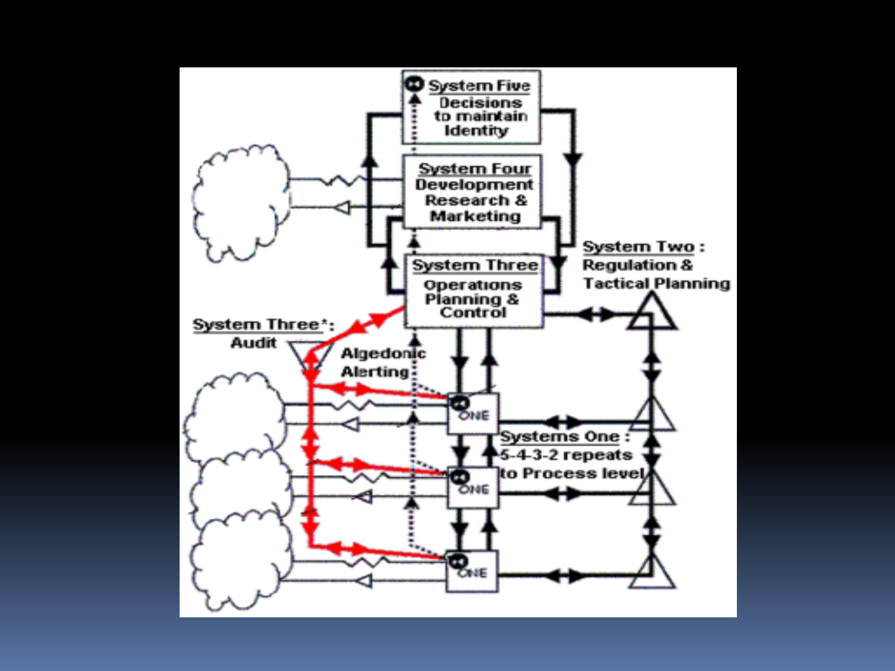System Five
Decisions to maintain Identity

System Four
Development Research & Marketing

System Three
Operations Planning & Control

System Two : Regulation & Tactical Planning

System Three*: Audit

Algedonic Alerting

ONE

ONE

ONE

Systems One : 5-4-3-2 repeats to Process level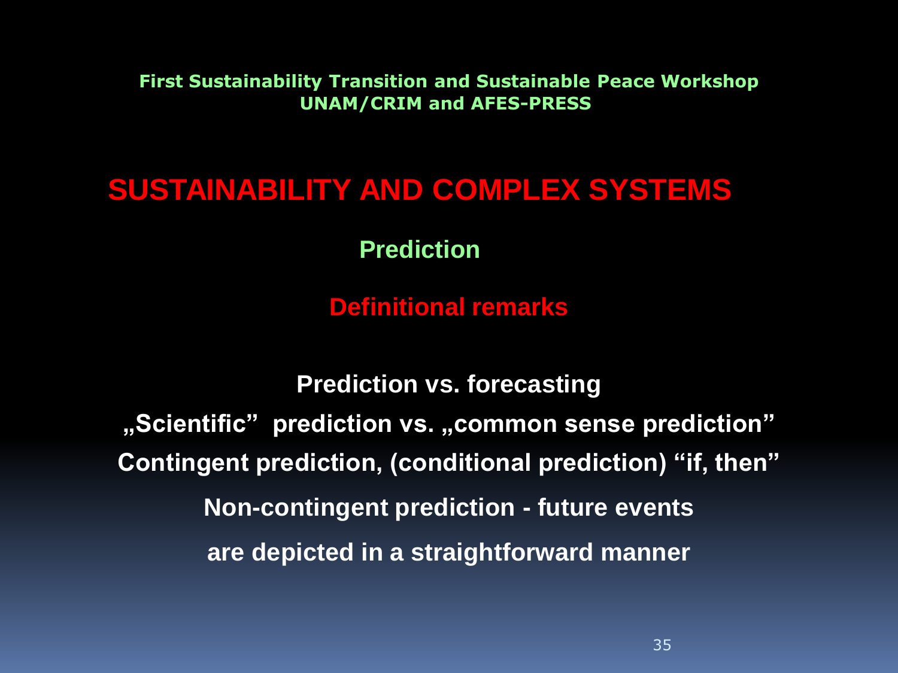**First Sustainability Transition and Sustainable Peace Workshop**
**UNAM/CRIM and AFES-PRESS**

# SUSTAINABILITY AND COMPLEX SYSTEMS

## Prediction

### Definitional remarks

**Prediction vs. forecasting**

**„Scientific" prediction vs. „common sense prediction"**

**Contingent prediction, (conditional prediction) "if, then"**

**Non-contingent prediction - future events**

**are depicted in a straightforward manner**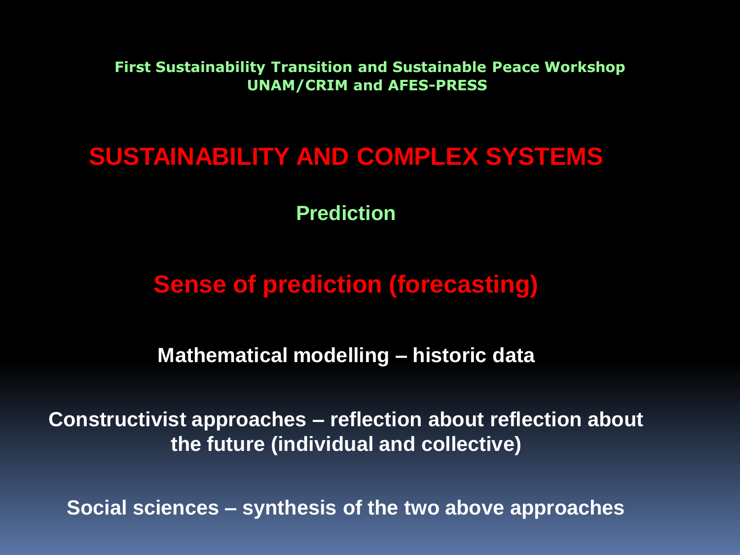**First Sustainability Transition and Sustainable Peace Workshop**
**UNAM/CRIM and AFES-PRESS**

# SUSTAINABILITY AND COMPLEX SYSTEMS

## Prediction

## Sense of prediction (forecasting)

**Mathematical modelling – historic data**

**Constructivist approaches – reflection about reflection about the future (individual and collective)**

**Social sciences – synthesis of the two above approaches**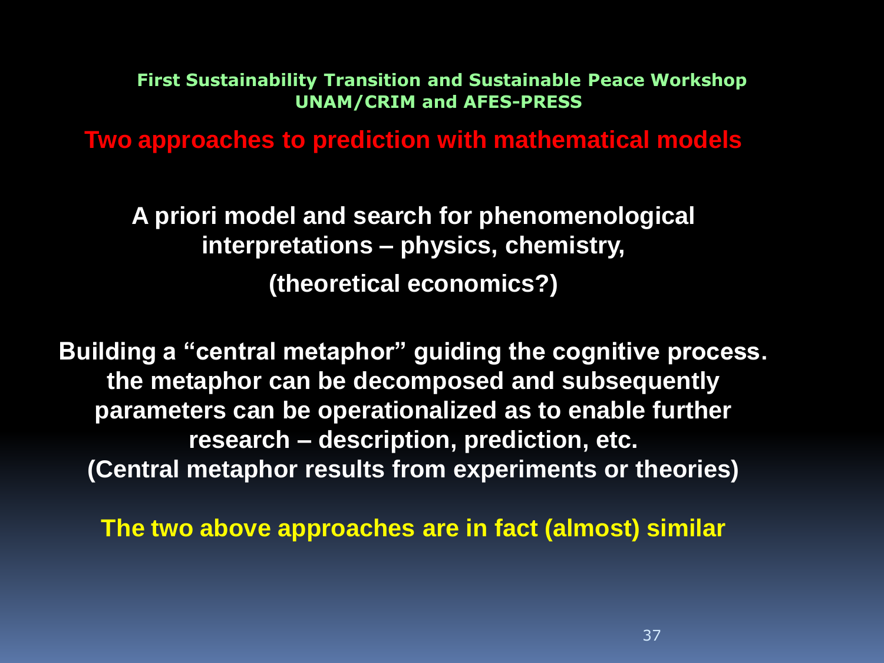First Sustainability Transition and Sustainable Peace Workshop
UNAM/CRIM and AFES-PRESS

## Two approaches to prediction with mathematical models

**A priori model and search for phenomenological interpretations – physics, chemistry,**

**(theoretical economics?)**

**Building a "central metaphor" guiding the cognitive process. the metaphor can be decomposed and subsequently parameters can be operationalized as to enable further research – description, prediction, etc.**
**(Central metaphor results from experiments or theories)**

**The two above approaches are in fact (almost) similar**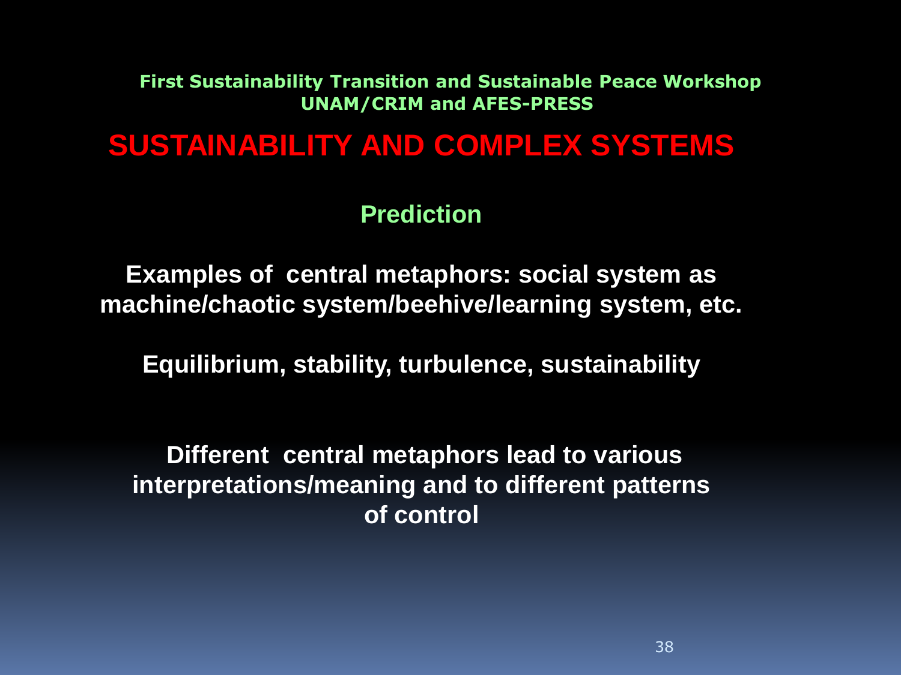**First Sustainability Transition and Sustainable Peace Workshop**
**UNAM/CRIM and AFES-PRESS**

# SUSTAINABILITY AND COMPLEX SYSTEMS

## Prediction

**Examples of central metaphors: social system as machine/chaotic system/beehive/learning system, etc.**

**Equilibrium, stability, turbulence, sustainability**

**Different central metaphors lead to various interpretations/meaning and to different patterns of control**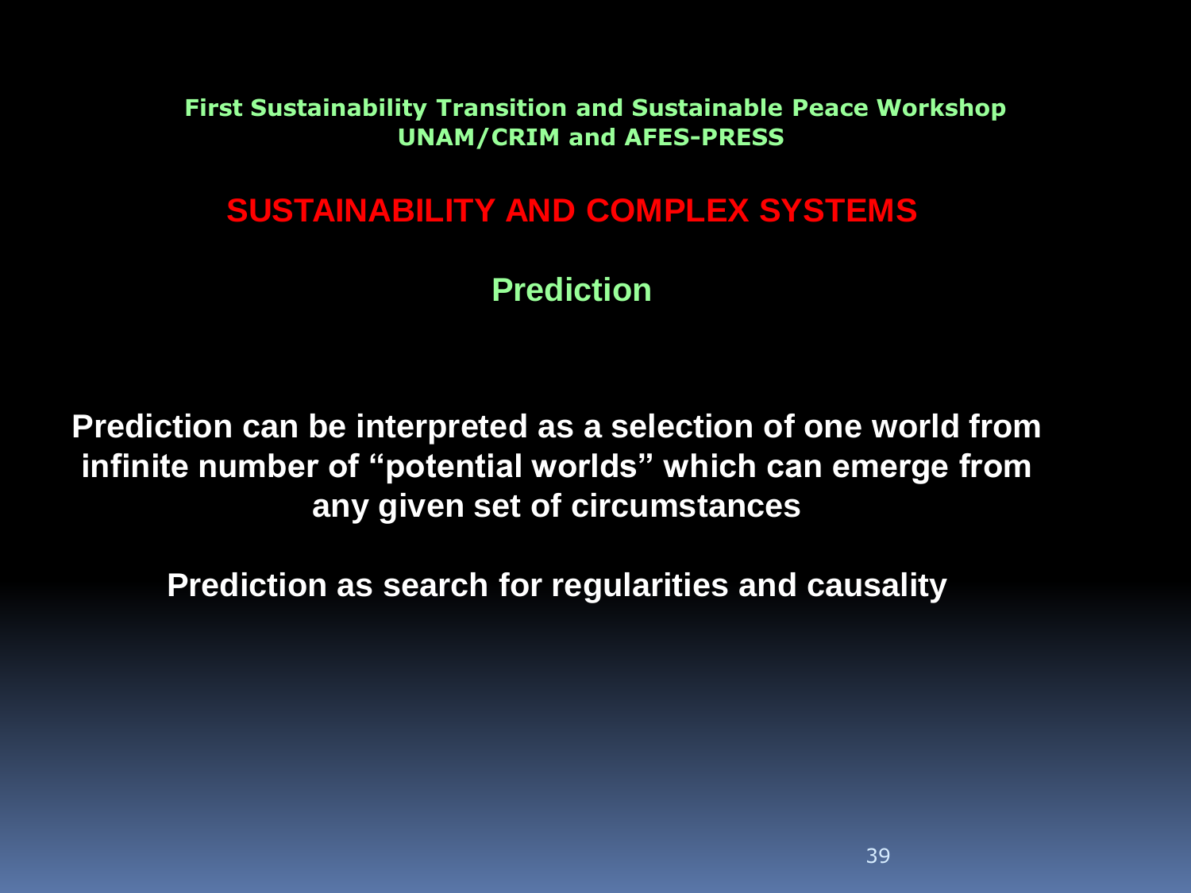**First Sustainability Transition and Sustainable Peace Workshop**
**UNAM/CRIM and AFES-PRESS**

# SUSTAINABILITY AND COMPLEX SYSTEMS

## Prediction

**Prediction can be interpreted as a selection of one world from infinite number of "potential worlds" which can emerge from any given set of circumstances**

**Prediction as search for regularities and causality**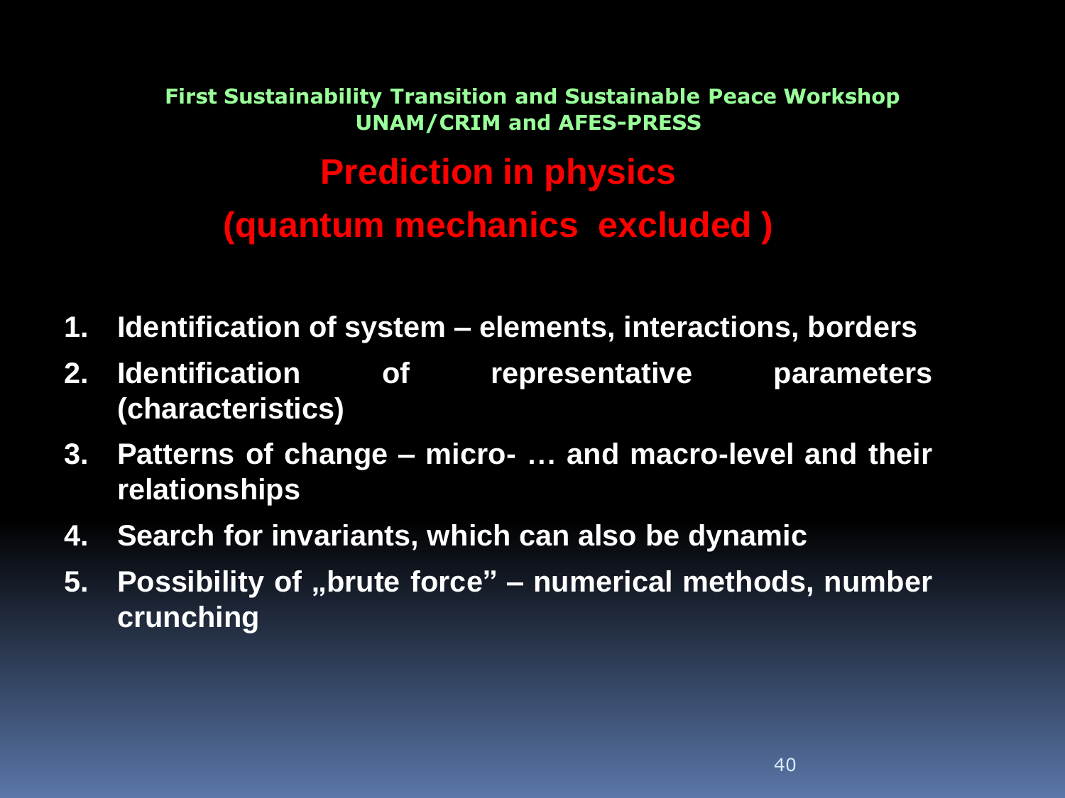First Sustainability Transition and Sustainable Peace Workshop
UNAM/CRIM and AFES-PRESS

# Prediction in physics
# (quantum mechanics excluded )

1. **Identification of system – elements, interactions, borders**
2. **Identification of representative parameters (characteristics)**
3. **Patterns of change – micro- … and macro-level and their relationships**
4. **Search for invariants, which can also be dynamic**
5. **Possibility of „brute force" – numerical methods, number crunching**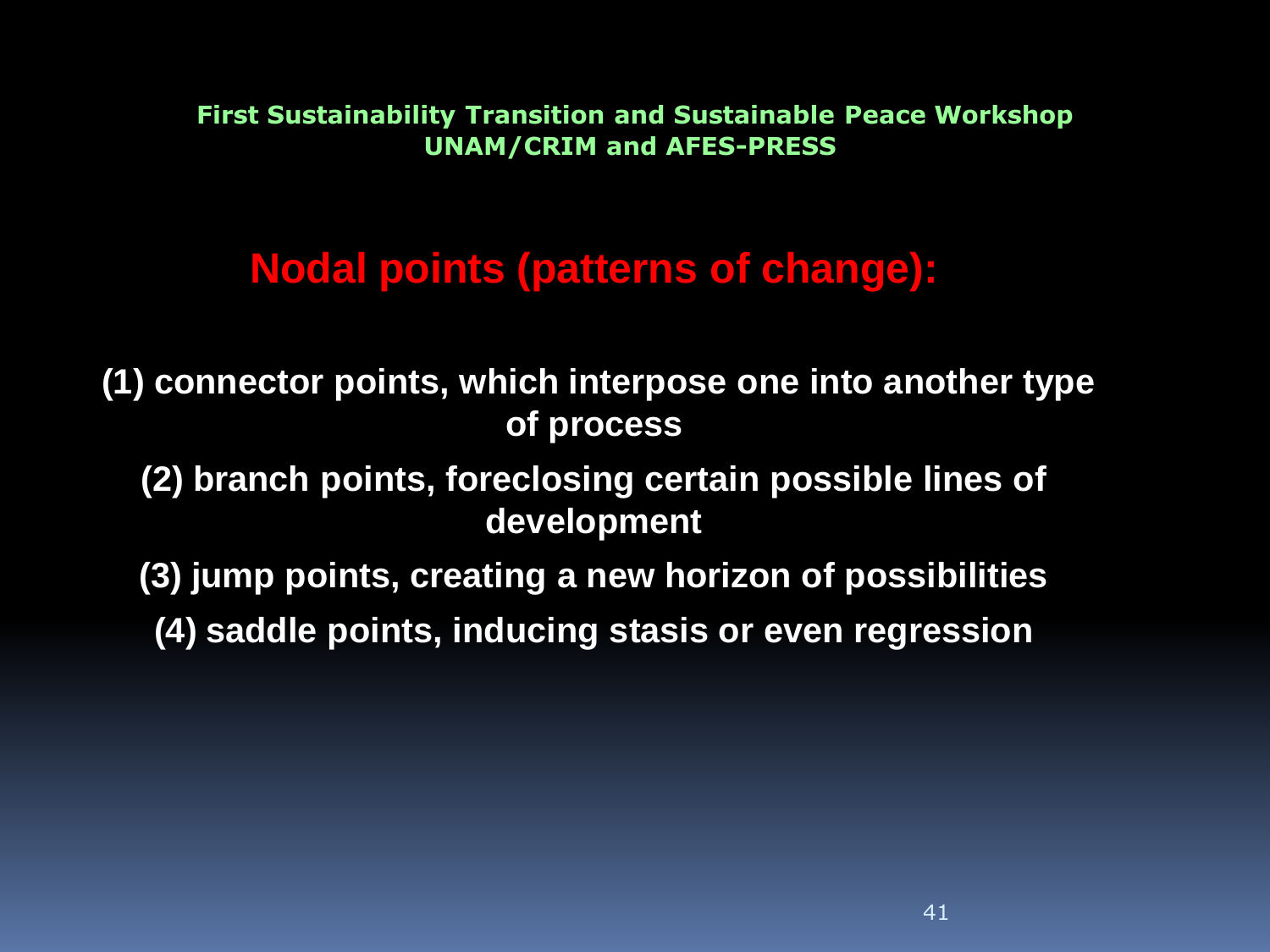First Sustainability Transition and Sustainable Peace Workshop
UNAM/CRIM and AFES-PRESS

## Nodal points (patterns of change):

**(1) connector points, which interpose one into another type of process**

**(2) branch points, foreclosing certain possible lines of development**

**(3) jump points, creating a new horizon of possibilities**

**(4) saddle points, inducing stasis or even regression**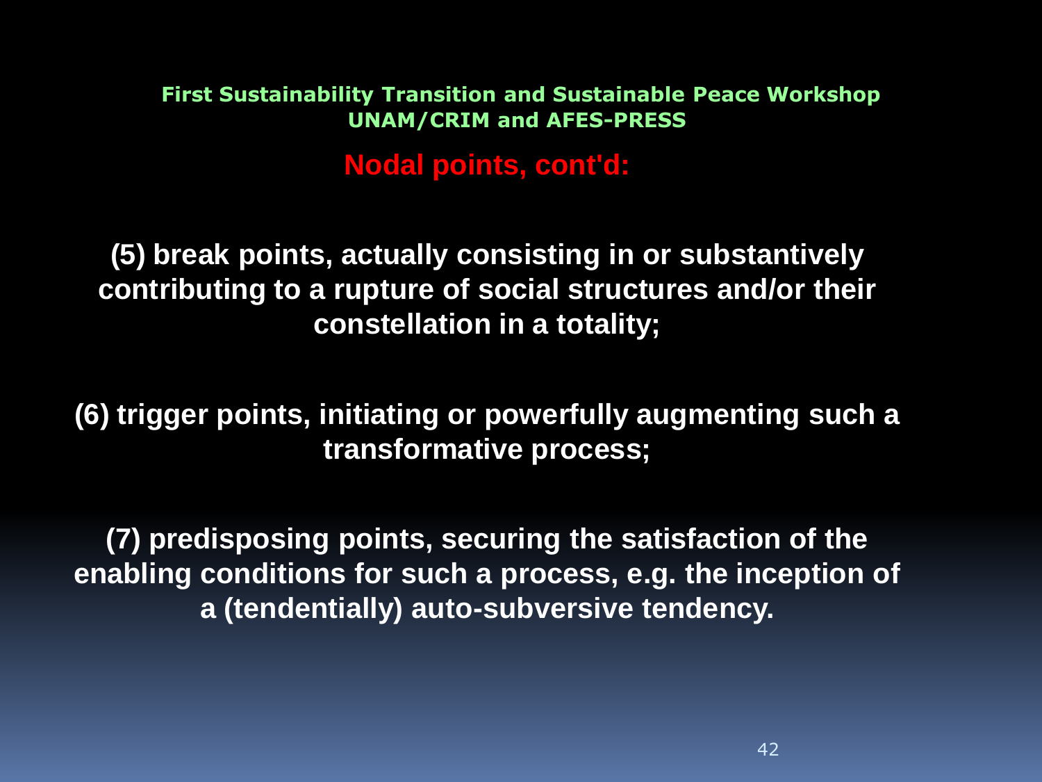**First Sustainability Transition and Sustainable Peace Workshop**
**UNAM/CRIM and AFES-PRESS**

## Nodal points, cont'd:

**(5) break points, actually consisting in or substantively contributing to a rupture of social structures and/or their constellation in a totality;**

**(6) trigger points, initiating or powerfully augmenting such a transformative process;**

**(7) predisposing points, securing the satisfaction of the enabling conditions for such a process, e.g. the inception of a (tendentially) auto-subversive tendency.**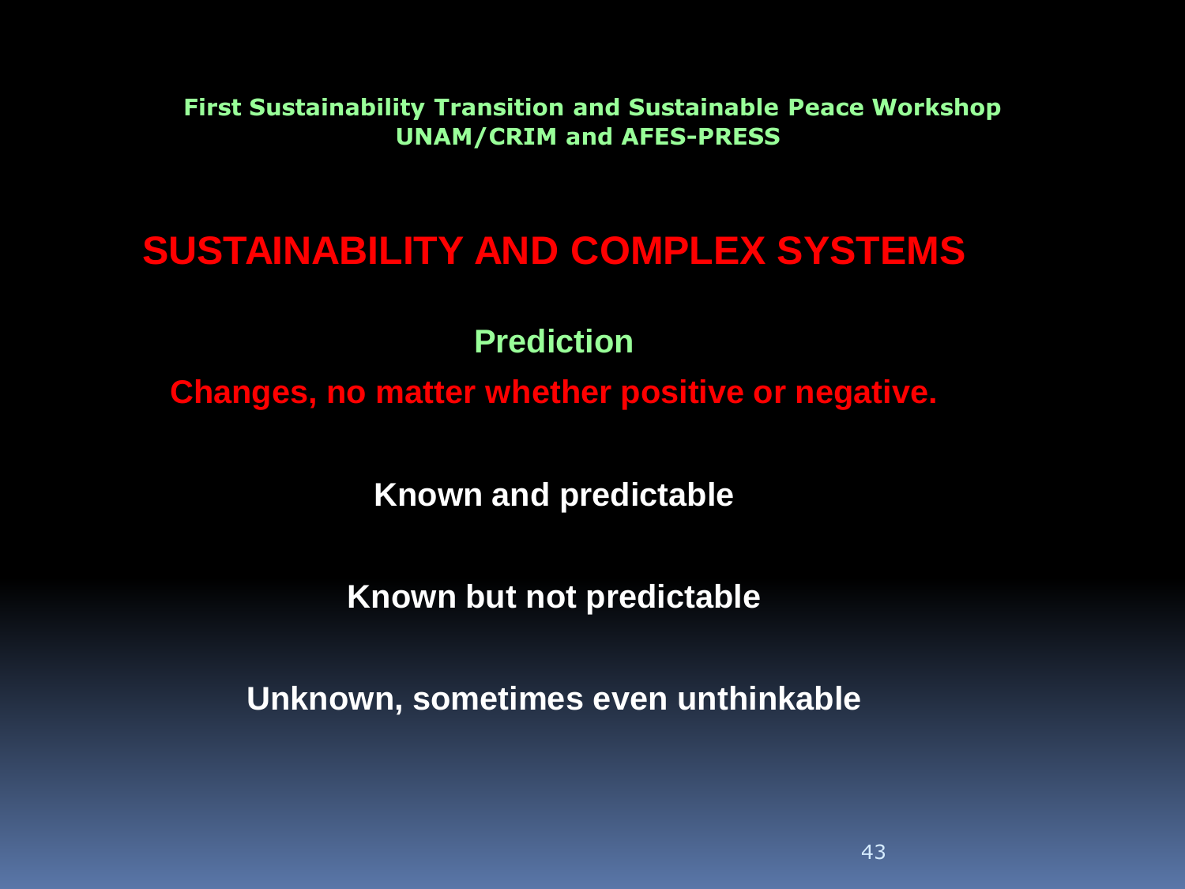**First Sustainability Transition and Sustainable Peace Workshop**
**UNAM/CRIM and AFES-PRESS**

# SUSTAINABILITY AND COMPLEX SYSTEMS

## Prediction

**Changes, no matter whether positive or negative.**

**Known and predictable**

**Known but not predictable**

**Unknown, sometimes even unthinkable**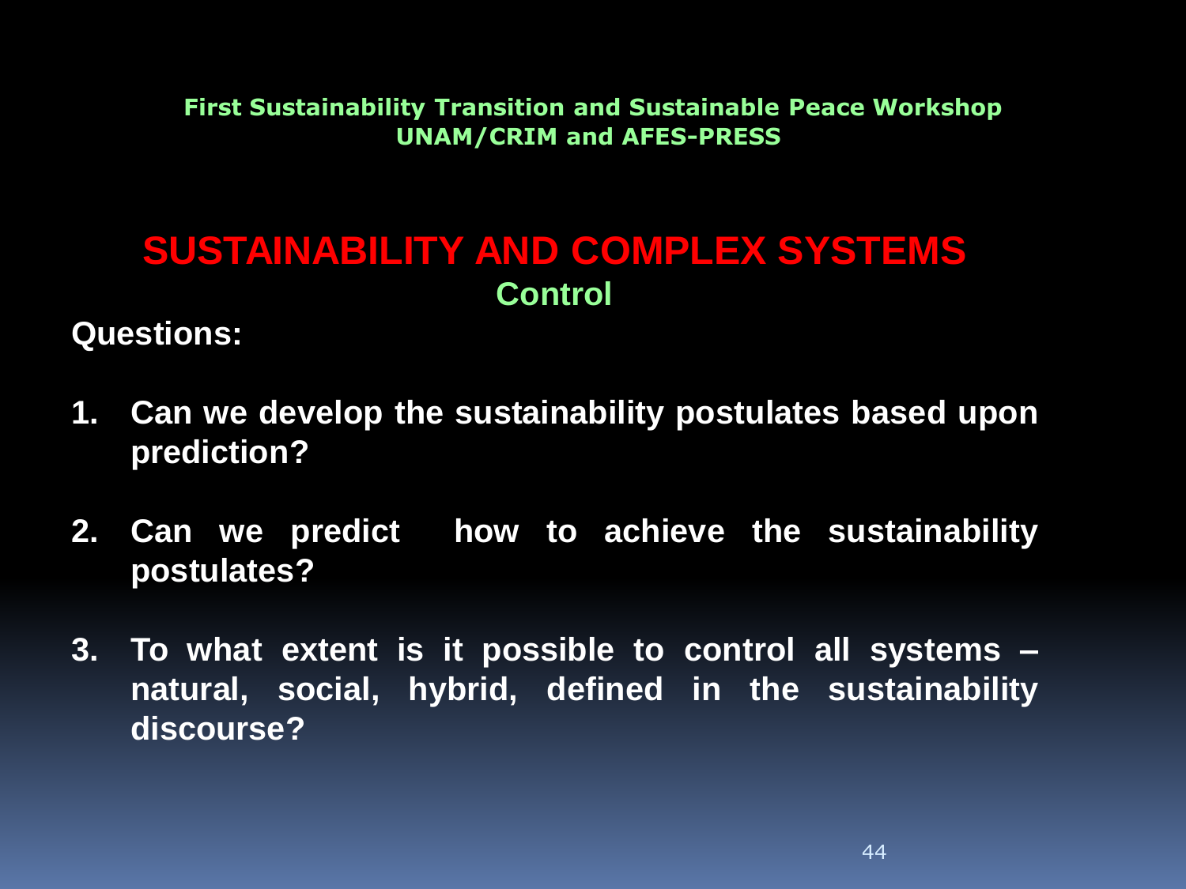First Sustainability Transition and Sustainable Peace Workshop
UNAM/CRIM and AFES-PRESS

# SUSTAINABILITY AND COMPLEX SYSTEMS

## Control

**Questions:**

1. **Can we develop the sustainability postulates based upon prediction?**
2. **Can we predict how to achieve the sustainability postulates?**
3. **To what extent is it possible to control all systems – natural, social, hybrid, defined in the sustainability discourse?**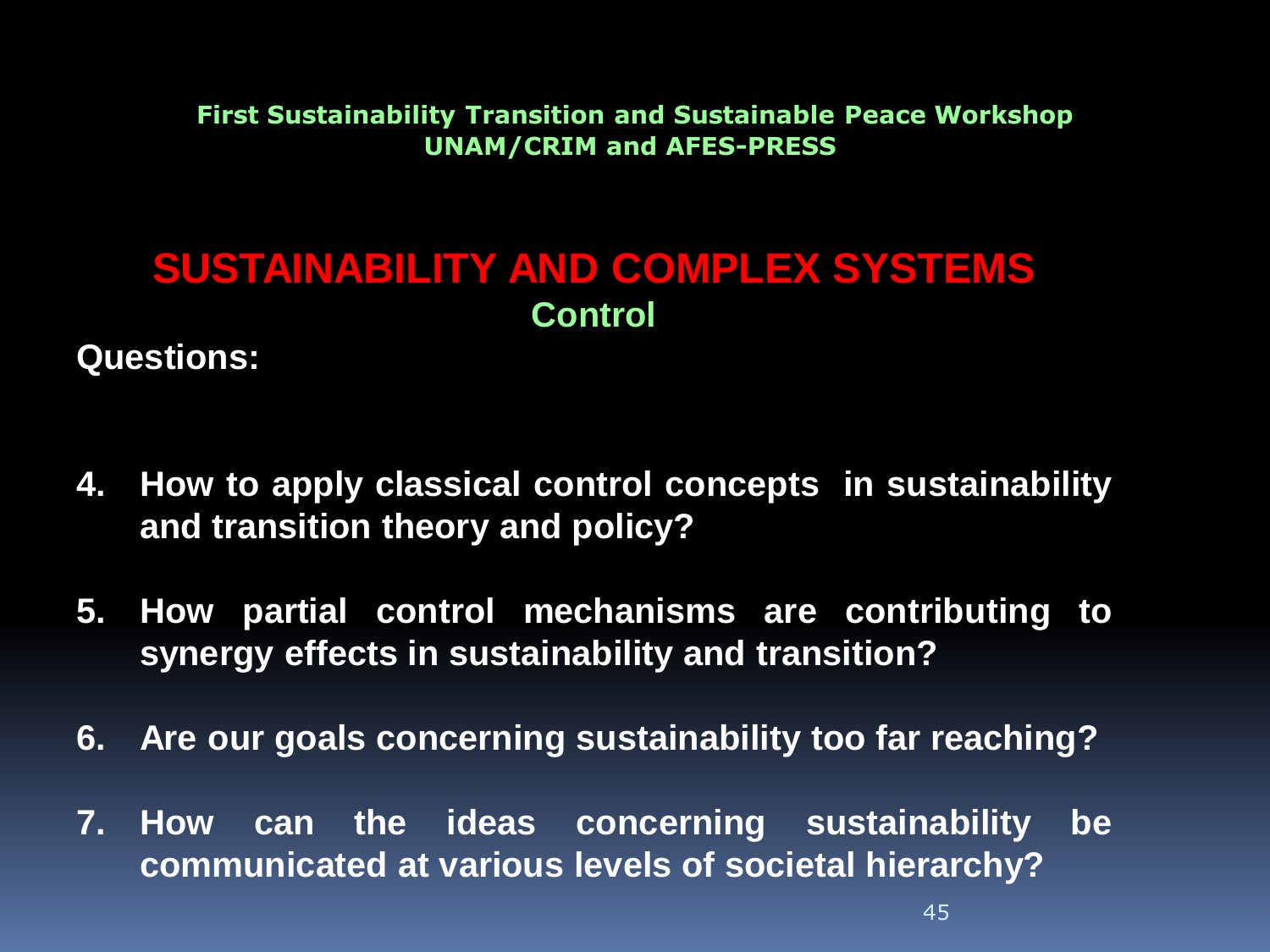**First Sustainability Transition and Sustainable Peace Workshop**
**UNAM/CRIM and AFES-PRESS**

# SUSTAINABILITY AND COMPLEX SYSTEMS

## Control

**Questions:**

4. **How to apply classical control concepts in sustainability and transition theory and policy?**
5. **How partial control mechanisms are contributing to synergy effects in sustainability and transition?**
6. **Are our goals concerning sustainability too far reaching?**
7. **How can the ideas concerning sustainability be communicated at various levels of societal hierarchy?**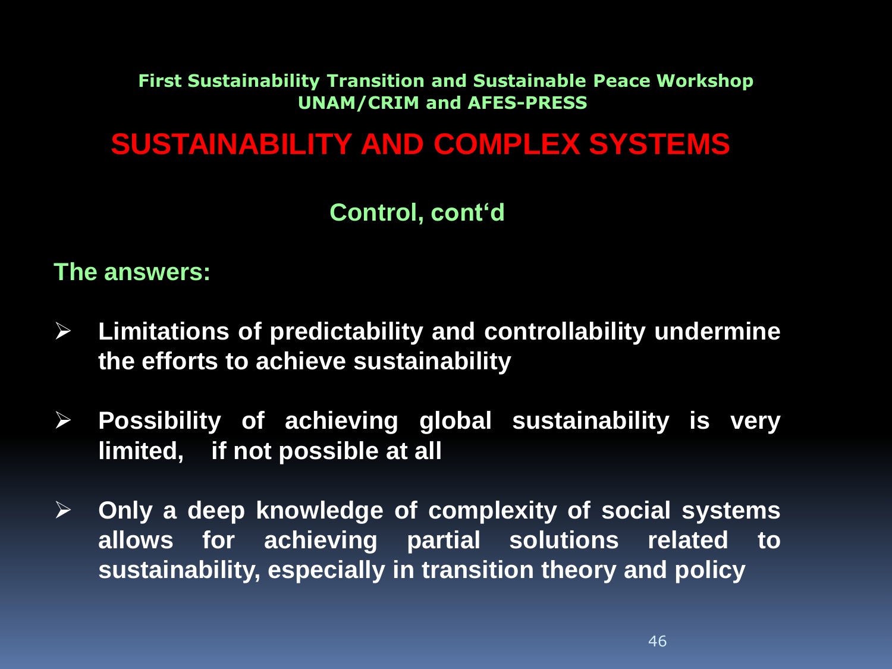**First Sustainability Transition and Sustainable Peace Workshop**
**UNAM/CRIM and AFES-PRESS**

# SUSTAINABILITY AND COMPLEX SYSTEMS

## Control, cont'd

**The answers:**

- **Limitations of predictability and controllability undermine the efforts to achieve sustainability**
- **Possibility of achieving global sustainability is very limited, if not possible at all**
- **Only a deep knowledge of complexity of social systems allows for achieving partial solutions related to sustainability, especially in transition theory and policy**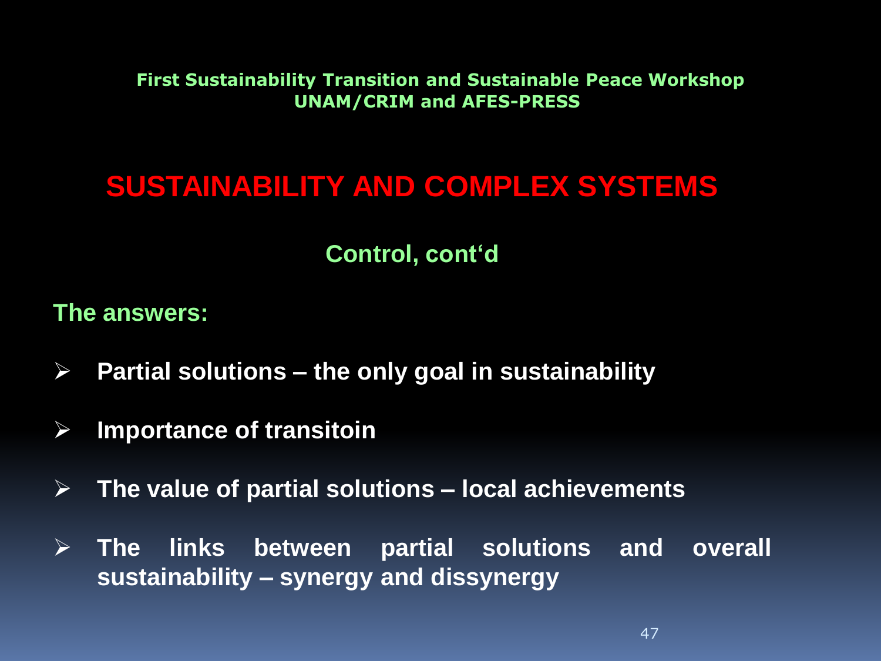First Sustainability Transition and Sustainable Peace Workshop
UNAM/CRIM and AFES-PRESS

# SUSTAINABILITY AND COMPLEX SYSTEMS

## Control, cont‘d

**The answers:**

- **Partial solutions – the only goal in sustainability**
- **Importance of transitoin**
- **The value of partial solutions – local achievements**
- **The links between partial solutions and overall sustainability – synergy and dissynergy**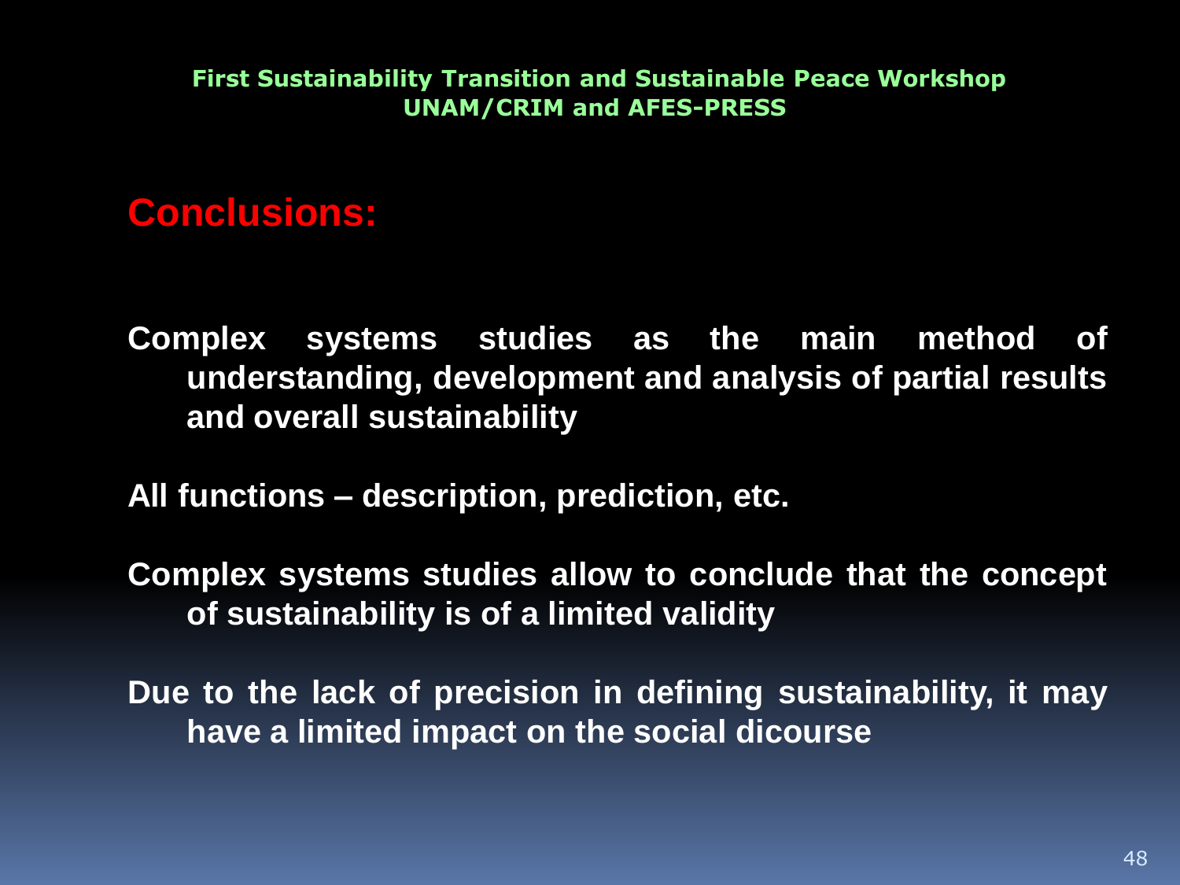## Conclusions:

Complex systems studies as the main method of understanding, development and analysis of partial results and overall sustainability

All functions – description, prediction, etc.

Complex systems studies allow to conclude that the concept of sustainability is of a limited validity

Due to the lack of precision in defining sustainability, it may have a limited impact on the social dicourse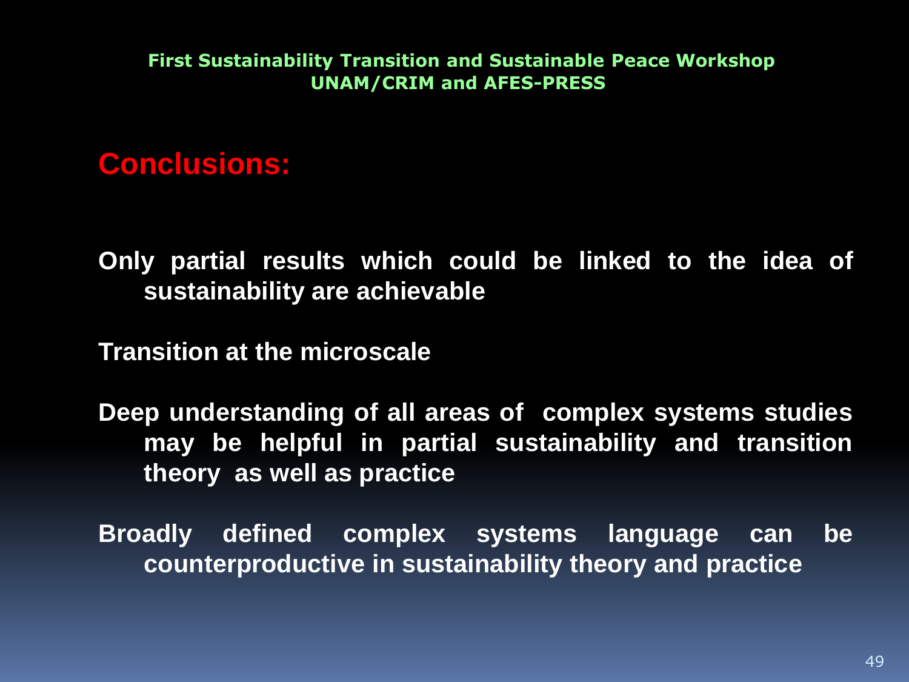First Sustainability Transition and Sustainable Peace Workshop
UNAM/CRIM and AFES-PRESS

## Conclusions:

**Only partial results which could be linked to the idea of sustainability are achievable**

**Transition at the microscale**

**Deep understanding of all areas of complex systems studies may be helpful in partial sustainability and transition theory as well as practice**

**Broadly defined complex systems language can be counterproductive in sustainability theory and practice**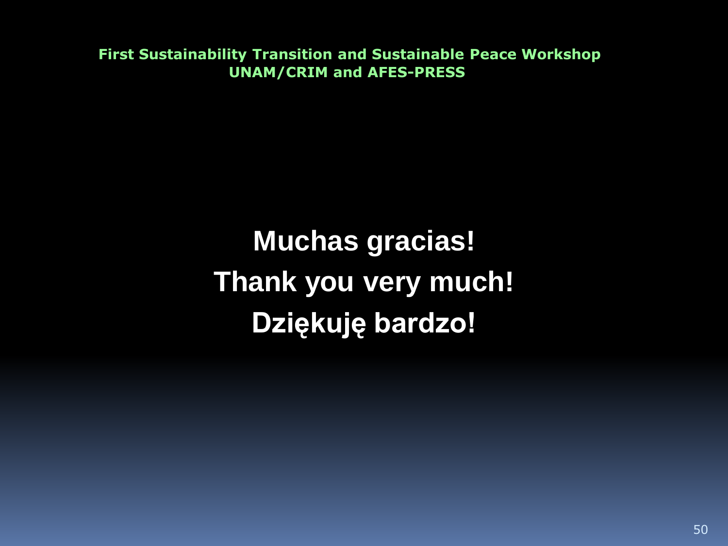First Sustainability Transition and Sustainable Peace Workshop
UNAM/CRIM and AFES-PRESS

**Muchas gracias!**

**Thank you very much!**

**Dziękuję bardzo!**